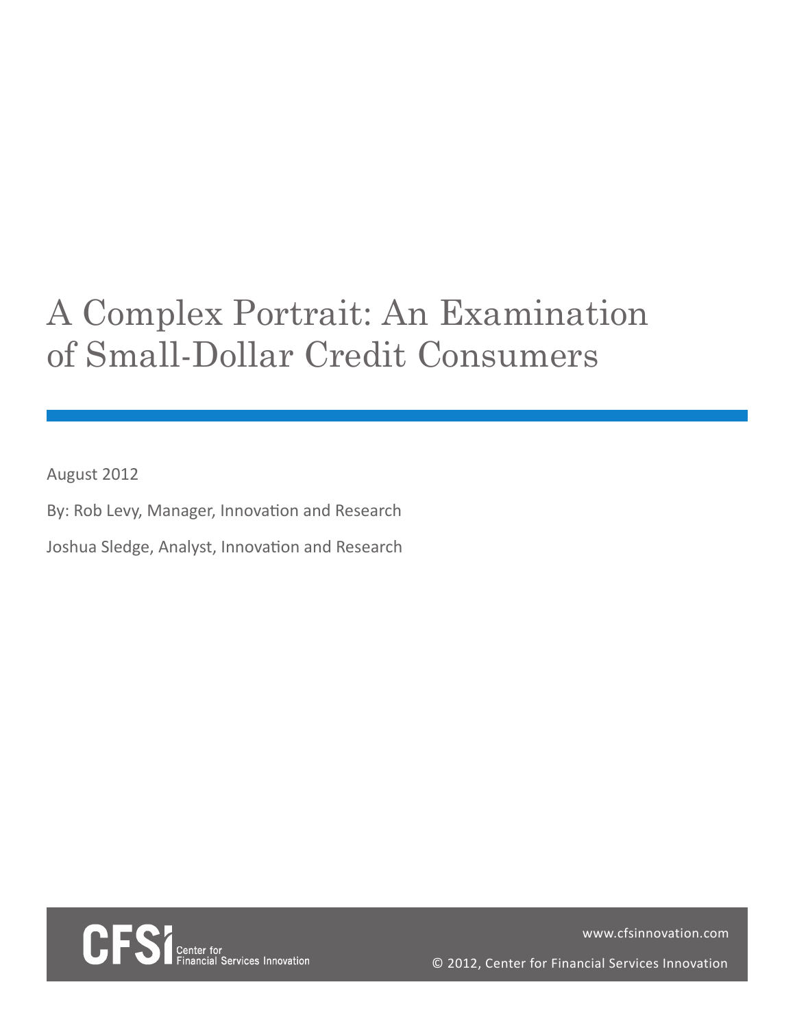# A Complex Portrait: An Examination of Small-Dollar Credit Consumers

August 2012

By: Rob Levy, Manager, Innovation and Research

Joshua Sledge, Analyst, Innovation and Research

CFSI Center for Financial Services Innovation

www.cfsinnovation.com

© 2012, Center for Financial Services Innovation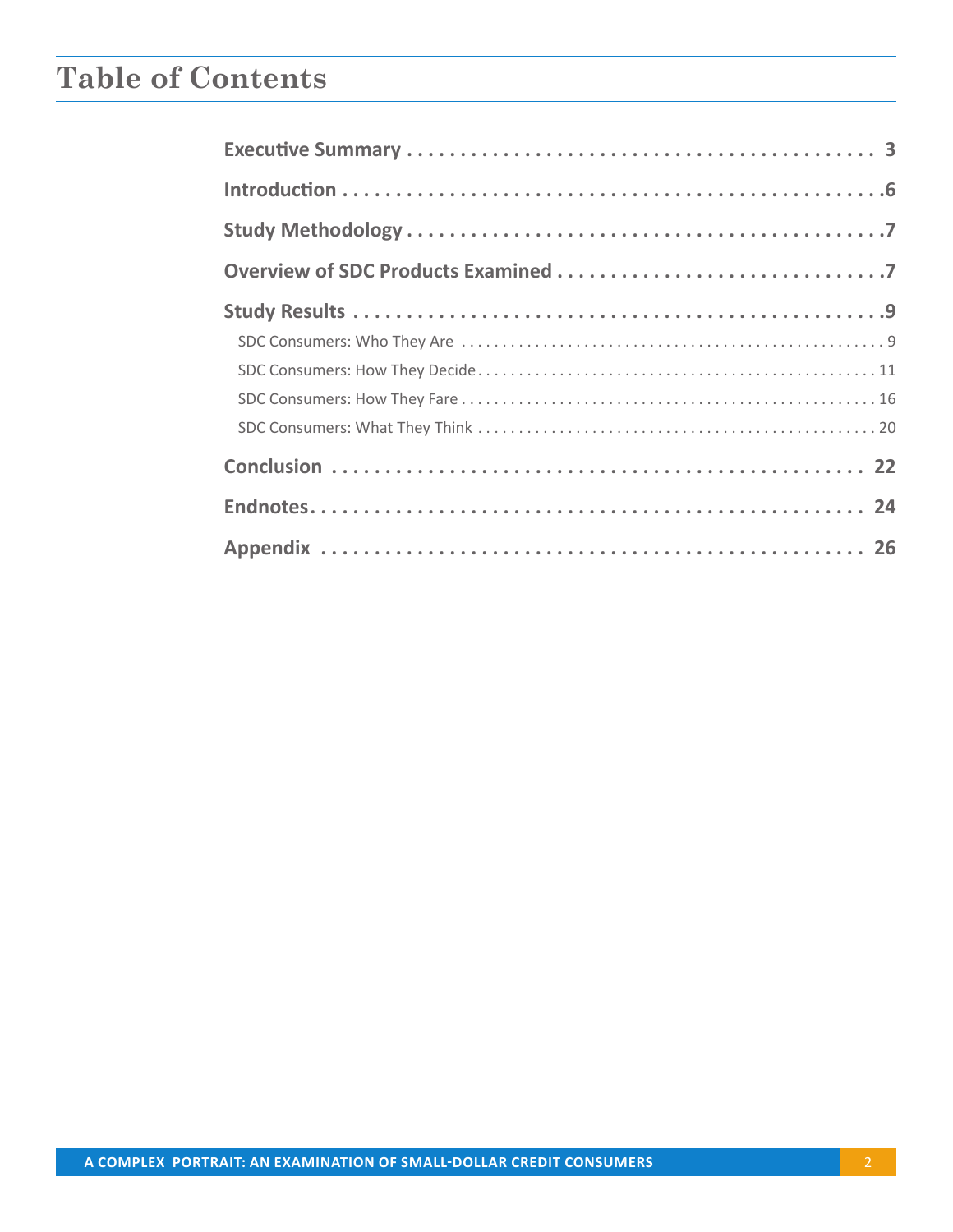# Table of Contents

**Executive Summary** . . . . . . . . . . . . . . . . . . . . . . . . . . . . . . . . . . . . . . . . . . . 3

**Introduction** . . . . . . . . . . . . . . . . . . . . . . . . . . . . . . . . . . . . . . . . . . . . . . .6

**Study Methodology** . . . . . . . . . . . . . . . . . . . . . . . . . . . . . . . . . . . . . . . . . . .7

**Overview of SDC Products Examined** . . . . . . . . . . . . . . . . . . . . . . . . . . . . . . .7

**Study Results** . . . . . . . . . . . . . . . . . . . . . . . . . . . . . . . . . . . . . . . . . . . . . . .9

SDC Consumers: Who They Are . . . . . . . . . . . . . . . . . . . . . . . . . . . . . . . . . . . . . . . . . . 9

SDC Consumers: How They Decide . . . . . . . . . . . . . . . . . . . . . . . . . . . . . . . . . . . . . . . 11

SDC Consumers: How They Fare . . . . . . . . . . . . . . . . . . . . . . . . . . . . . . . . . . . . . . . . 16

SDC Consumers: What They Think . . . . . . . . . . . . . . . . . . . . . . . . . . . . . . . . . . . . . . . 20

**Conclusion** . . . . . . . . . . . . . . . . . . . . . . . . . . . . . . . . . . . . . . . . . . . . . . . 22

**Endnotes** . . . . . . . . . . . . . . . . . . . . . . . . . . . . . . . . . . . . . . . . . . . . . . . . 24

**Appendix** . . . . . . . . . . . . . . . . . . . . . . . . . . . . . . . . . . . . . . . . . . . . . . . . 26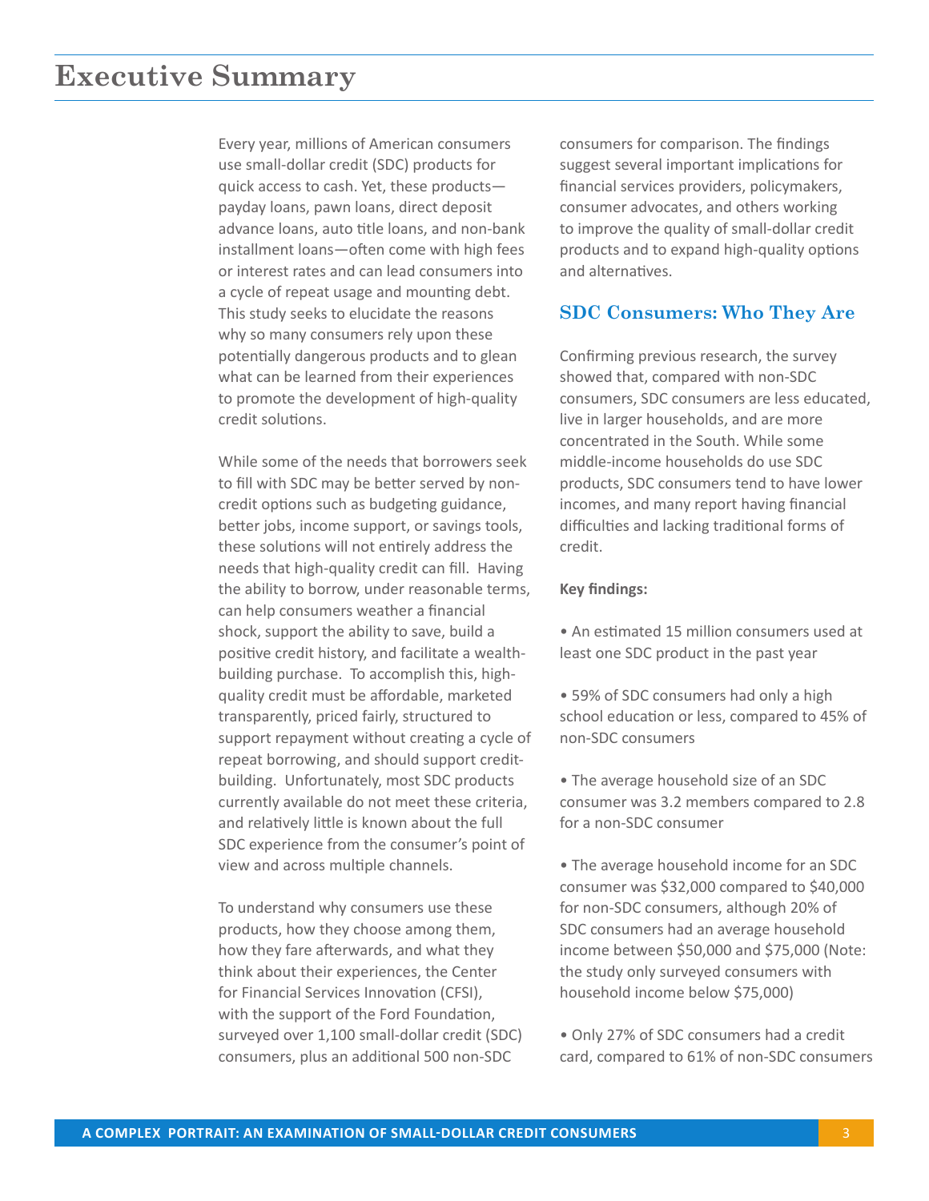# Executive Summary

Every year, millions of American consumers use small-dollar credit (SDC) products for quick access to cash. Yet, these products—payday loans, pawn loans, direct deposit advance loans, auto title loans, and non-bank installment loans—often come with high fees or interest rates and can lead consumers into a cycle of repeat usage and mounting debt. This study seeks to elucidate the reasons why so many consumers rely upon these potentially dangerous products and to glean what can be learned from their experiences to promote the development of high-quality credit solutions.

While some of the needs that borrowers seek to fill with SDC may be better served by non-credit options such as budgeting guidance, better jobs, income support, or savings tools, these solutions will not entirely address the needs that high-quality credit can fill. Having the ability to borrow, under reasonable terms, can help consumers weather a financial shock, support the ability to save, build a positive credit history, and facilitate a wealth-building purchase. To accomplish this, high-quality credit must be affordable, marketed transparently, priced fairly, structured to support repayment without creating a cycle of repeat borrowing, and should support credit-building. Unfortunately, most SDC products currently available do not meet these criteria, and relatively little is known about the full SDC experience from the consumer's point of view and across multiple channels.

To understand why consumers use these products, how they choose among them, how they fare afterwards, and what they think about their experiences, the Center for Financial Services Innovation (CFSI), with the support of the Ford Foundation, surveyed over 1,100 small-dollar credit (SDC) consumers, plus an additional 500 non-SDC consumers for comparison. The findings suggest several important implications for financial services providers, policymakers, consumer advocates, and others working to improve the quality of small-dollar credit products and to expand high-quality options and alternatives.

## SDC Consumers: Who They Are

Confirming previous research, the survey showed that, compared with non-SDC consumers, SDC consumers are less educated, live in larger households, and are more concentrated in the South. While some middle-income households do use SDC products, SDC consumers tend to have lower incomes, and many report having financial difficulties and lacking traditional forms of credit.

**Key findings:**

- An estimated 15 million consumers used at least one SDC product in the past year
- 59% of SDC consumers had only a high school education or less, compared to 45% of non-SDC consumers
- The average household size of an SDC consumer was 3.2 members compared to 2.8 for a non-SDC consumer
- The average household income for an SDC consumer was $32,000 compared to $40,000 for non-SDC consumers, although 20% of SDC consumers had an average household income between $50,000 and $75,000 (Note: the study only surveyed consumers with household income below $75,000)
- Only 27% of SDC consumers had a credit card, compared to 61% of non-SDC consumers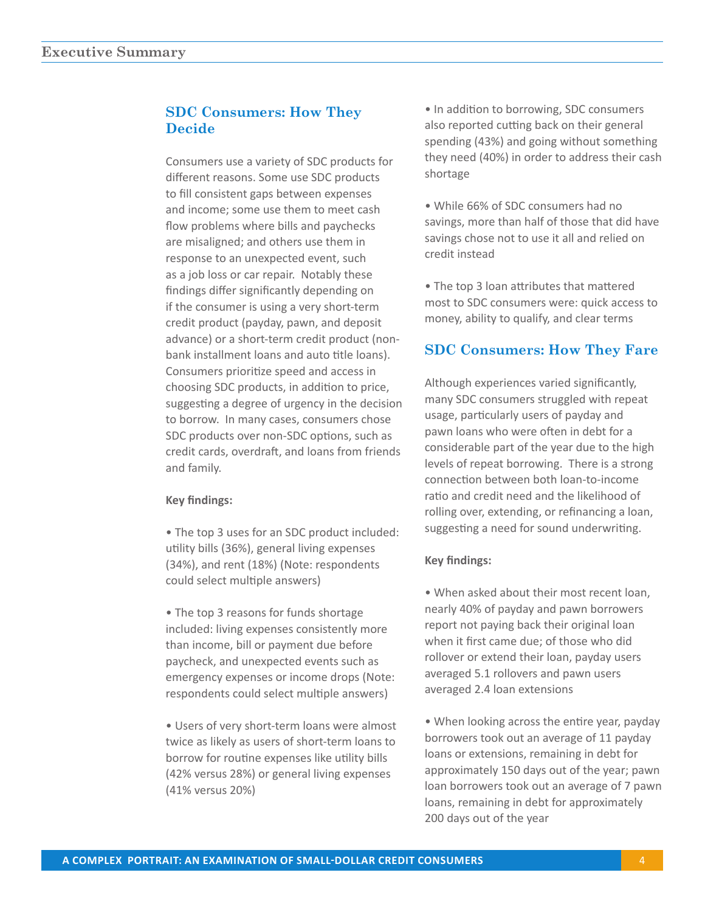## SDC Consumers: How They Decide

Consumers use a variety of SDC products for different reasons. Some use SDC products to fill consistent gaps between expenses and income; some use them to meet cash flow problems where bills and paychecks are misaligned; and others use them in response to an unexpected event, such as a job loss or car repair. Notably these findings differ significantly depending on if the consumer is using a very short-term credit product (payday, pawn, and deposit advance) or a short-term credit product (non-bank installment loans and auto title loans). Consumers prioritize speed and access in choosing SDC products, in addition to price, suggesting a degree of urgency in the decision to borrow. In many cases, consumers chose SDC products over non-SDC options, such as credit cards, overdraft, and loans from friends and family.

**Key findings:**

• The top 3 uses for an SDC product included: utility bills (36%), general living expenses (34%), and rent (18%) (Note: respondents could select multiple answers)

• The top 3 reasons for funds shortage included: living expenses consistently more than income, bill or payment due before paycheck, and unexpected events such as emergency expenses or income drops (Note: respondents could select multiple answers)

• Users of very short-term loans were almost twice as likely as users of short-term loans to borrow for routine expenses like utility bills (42% versus 28%) or general living expenses (41% versus 20%)

• In addition to borrowing, SDC consumers also reported cutting back on their general spending (43%) and going without something they need (40%) in order to address their cash shortage

• While 66% of SDC consumers had no savings, more than half of those that did have savings chose not to use it all and relied on credit instead

• The top 3 loan attributes that mattered most to SDC consumers were: quick access to money, ability to qualify, and clear terms

## SDC Consumers: How They Fare

Although experiences varied significantly, many SDC consumers struggled with repeat usage, particularly users of payday and pawn loans who were often in debt for a considerable part of the year due to the high levels of repeat borrowing. There is a strong connection between both loan-to-income ratio and credit need and the likelihood of rolling over, extending, or refinancing a loan, suggesting a need for sound underwriting.

**Key findings:**

• When asked about their most recent loan, nearly 40% of payday and pawn borrowers report not paying back their original loan when it first came due; of those who did rollover or extend their loan, payday users averaged 5.1 rollovers and pawn users averaged 2.4 loan extensions

• When looking across the entire year, payday borrowers took out an average of 11 payday loans or extensions, remaining in debt for approximately 150 days out of the year; pawn loan borrowers took out an average of 7 pawn loans, remaining in debt for approximately 200 days out of the year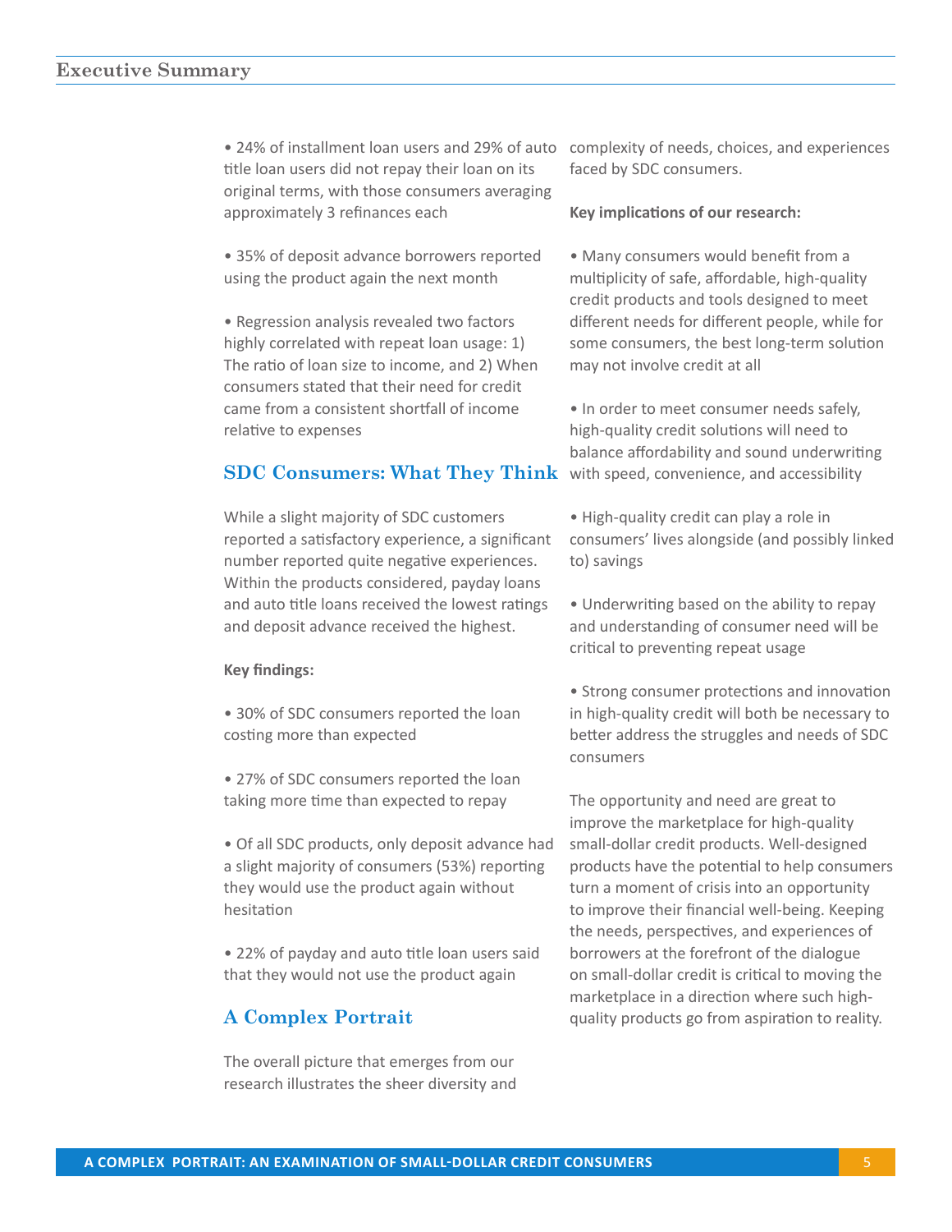- 24% of installment loan users and 29% of auto title loan users did not repay their loan on its original terms, with those consumers averaging approximately 3 refinances each

- 35% of deposit advance borrowers reported using the product again the next month

- Regression analysis revealed two factors highly correlated with repeat loan usage: 1) The ratio of loan size to income, and 2) When consumers stated that their need for credit came from a consistent shortfall of income relative to expenses

## SDC Consumers: What They Think

While a slight majority of SDC customers reported a satisfactory experience, a significant number reported quite negative experiences. Within the products considered, payday loans and auto title loans received the lowest ratings and deposit advance received the highest.

**Key findings:**

- 30% of SDC consumers reported the loan costing more than expected

- 27% of SDC consumers reported the loan taking more time than expected to repay

- Of all SDC products, only deposit advance had a slight majority of consumers (53%) reporting they would use the product again without hesitation

- 22% of payday and auto title loan users said that they would not use the product again

## A Complex Portrait

The overall picture that emerges from our research illustrates the sheer diversity and complexity of needs, choices, and experiences faced by SDC consumers.

**Key implications of our research:**

- Many consumers would benefit from a multiplicity of safe, affordable, high-quality credit products and tools designed to meet different needs for different people, while for some consumers, the best long-term solution may not involve credit at all

- In order to meet consumer needs safely, high-quality credit solutions will need to balance affordability and sound underwriting with speed, convenience, and accessibility

- High-quality credit can play a role in consumers' lives alongside (and possibly linked to) savings

- Underwriting based on the ability to repay and understanding of consumer need will be critical to preventing repeat usage

- Strong consumer protections and innovation in high-quality credit will both be necessary to better address the struggles and needs of SDC consumers

The opportunity and need are great to improve the marketplace for high-quality small-dollar credit products. Well-designed products have the potential to help consumers turn a moment of crisis into an opportunity to improve their financial well-being. Keeping the needs, perspectives, and experiences of borrowers at the forefront of the dialogue on small-dollar credit is critical to moving the marketplace in a direction where such high-quality products go from aspiration to reality.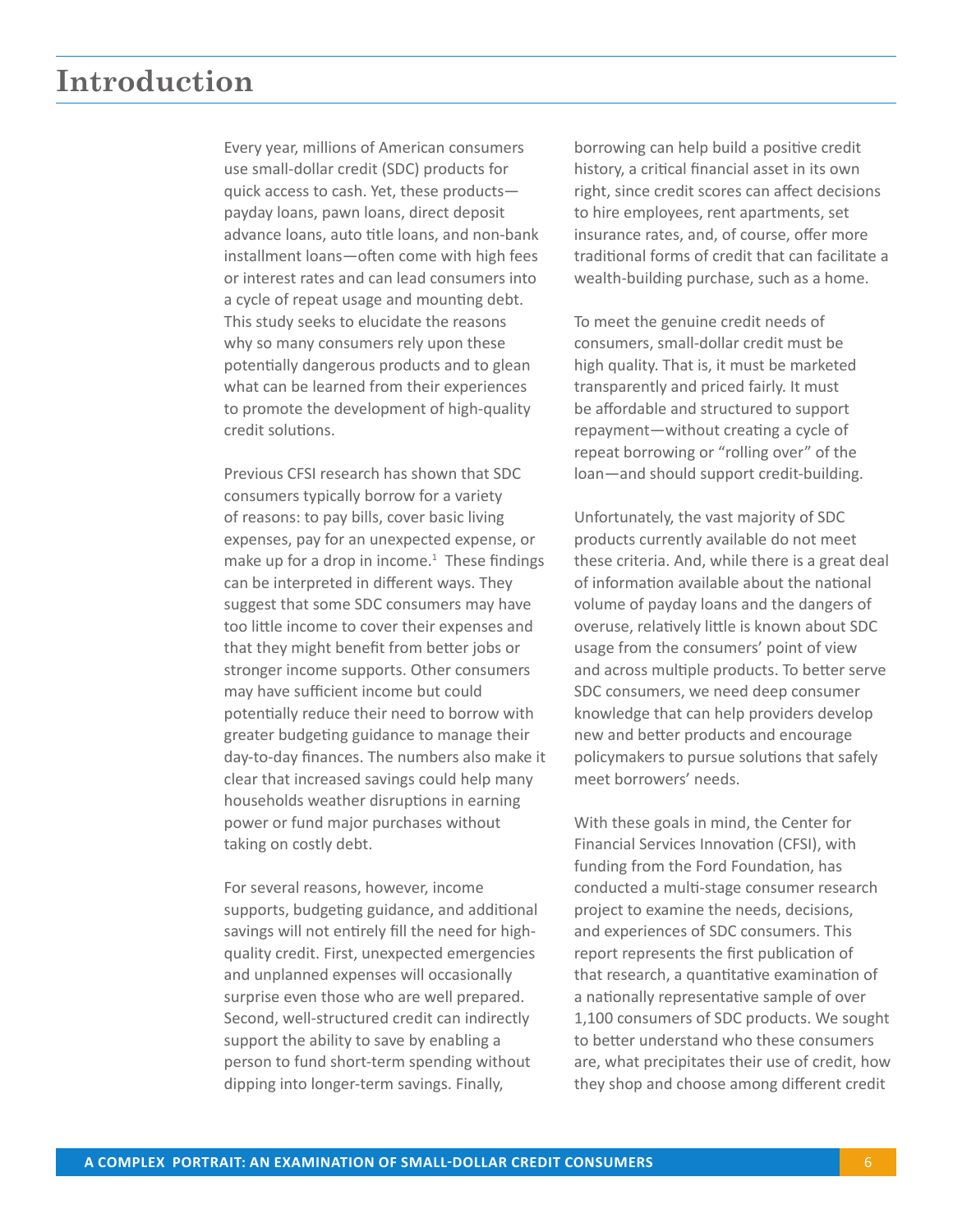# Introduction

Every year, millions of American consumers use small-dollar credit (SDC) products for quick access to cash. Yet, these products—payday loans, pawn loans, direct deposit advance loans, auto title loans, and non-bank installment loans—often come with high fees or interest rates and can lead consumers into a cycle of repeat usage and mounting debt. This study seeks to elucidate the reasons why so many consumers rely upon these potentially dangerous products and to glean what can be learned from their experiences to promote the development of high-quality credit solutions.

Previous CFSI research has shown that SDC consumers typically borrow for a variety of reasons: to pay bills, cover basic living expenses, pay for an unexpected expense, or make up for a drop in income.[1] These findings can be interpreted in different ways. They suggest that some SDC consumers may have too little income to cover their expenses and that they might benefit from better jobs or stronger income supports. Other consumers may have sufficient income but could potentially reduce their need to borrow with greater budgeting guidance to manage their day-to-day finances. The numbers also make it clear that increased savings could help many households weather disruptions in earning power or fund major purchases without taking on costly debt.

For several reasons, however, income supports, budgeting guidance, and additional savings will not entirely fill the need for high-quality credit. First, unexpected emergencies and unplanned expenses will occasionally surprise even those who are well prepared. Second, well-structured credit can indirectly support the ability to save by enabling a person to fund short-term spending without dipping into longer-term savings. Finally, borrowing can help build a positive credit history, a critical financial asset in its own right, since credit scores can affect decisions to hire employees, rent apartments, set insurance rates, and, of course, offer more traditional forms of credit that can facilitate a wealth-building purchase, such as a home.

To meet the genuine credit needs of consumers, small-dollar credit must be high quality. That is, it must be marketed transparently and priced fairly. It must be affordable and structured to support repayment—without creating a cycle of repeat borrowing or "rolling over" of the loan—and should support credit-building.

Unfortunately, the vast majority of SDC products currently available do not meet these criteria. And, while there is a great deal of information available about the national volume of payday loans and the dangers of overuse, relatively little is known about SDC usage from the consumers' point of view and across multiple products. To better serve SDC consumers, we need deep consumer knowledge that can help providers develop new and better products and encourage policymakers to pursue solutions that safely meet borrowers' needs.

With these goals in mind, the Center for Financial Services Innovation (CFSI), with funding from the Ford Foundation, has conducted a multi-stage consumer research project to examine the needs, decisions, and experiences of SDC consumers. This report represents the first publication of that research, a quantitative examination of a nationally representative sample of over 1,100 consumers of SDC products. We sought to better understand who these consumers are, what precipitates their use of credit, how they shop and choose among different credit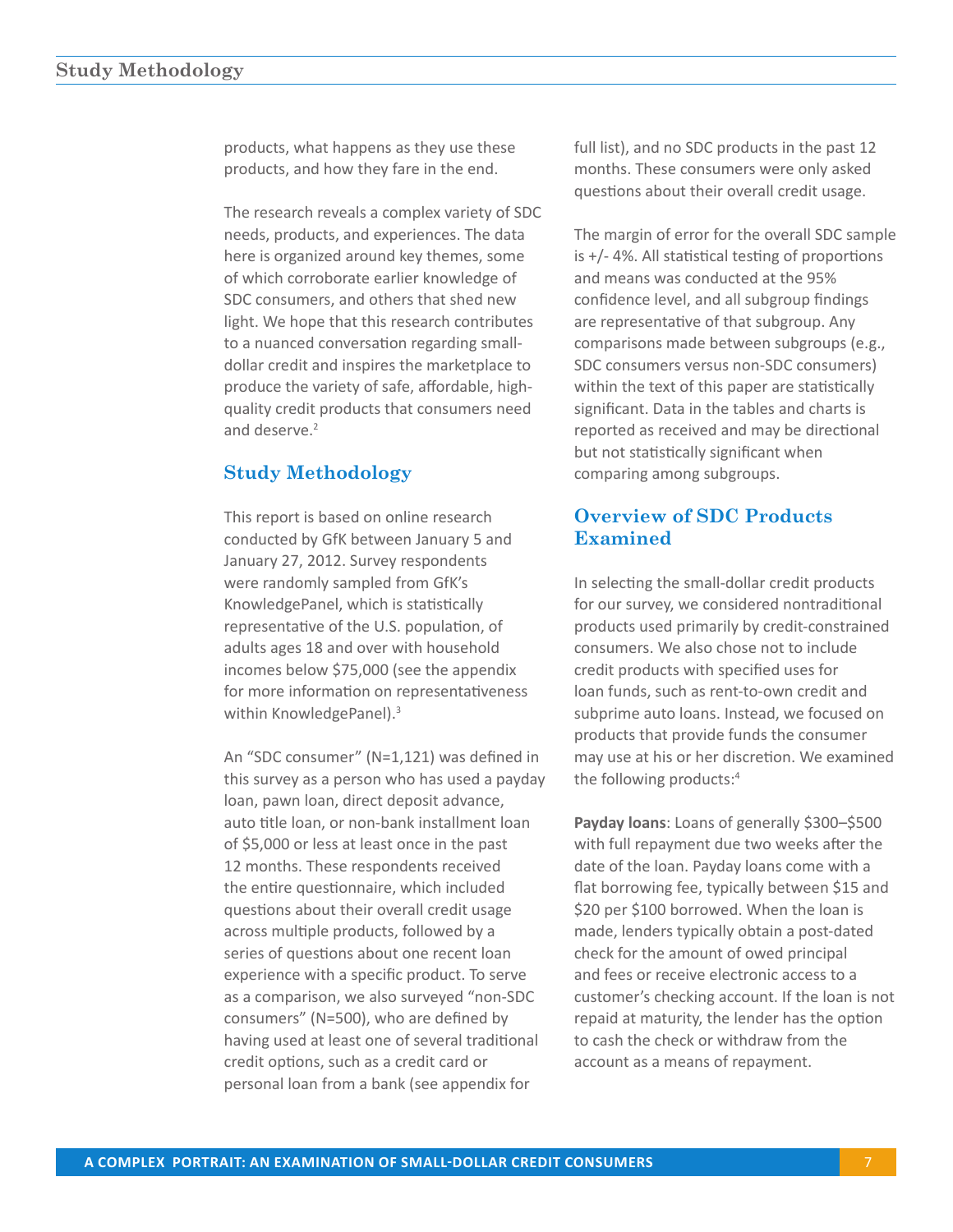products, what happens as they use these products, and how they fare in the end.

The research reveals a complex variety of SDC needs, products, and experiences. The data here is organized around key themes, some of which corroborate earlier knowledge of SDC consumers, and others that shed new light. We hope that this research contributes to a nuanced conversation regarding small-dollar credit and inspires the marketplace to produce the variety of safe, affordable, high-quality credit products that consumers need and deserve.[2]

## Study Methodology

This report is based on online research conducted by GfK between January 5 and January 27, 2012. Survey respondents were randomly sampled from GfK's KnowledgePanel, which is statistically representative of the U.S. population, of adults ages 18 and over with household incomes below $75,000 (see the appendix for more information on representativeness within KnowledgePanel).[3]

An "SDC consumer" (N=1,121) was defined in this survey as a person who has used a payday loan, pawn loan, direct deposit advance, auto title loan, or non-bank installment loan of $5,000 or less at least once in the past 12 months. These respondents received the entire questionnaire, which included questions about their overall credit usage across multiple products, followed by a series of questions about one recent loan experience with a specific product. To serve as a comparison, we also surveyed "non-SDC consumers" (N=500), who are defined by having used at least one of several traditional credit options, such as a credit card or personal loan from a bank (see appendix for full list), and no SDC products in the past 12 months. These consumers were only asked questions about their overall credit usage.

The margin of error for the overall SDC sample is +/- 4%. All statistical testing of proportions and means was conducted at the 95% confidence level, and all subgroup findings are representative of that subgroup. Any comparisons made between subgroups (e.g., SDC consumers versus non-SDC consumers) within the text of this paper are statistically significant. Data in the tables and charts is reported as received and may be directional but not statistically significant when comparing among subgroups.

## Overview of SDC Products Examined

In selecting the small-dollar credit products for our survey, we considered nontraditional products used primarily by credit-constrained consumers. We also chose not to include credit products with specified uses for loan funds, such as rent-to-own credit and subprime auto loans. Instead, we focused on products that provide funds the consumer may use at his or her discretion. We examined the following products:[4]

**Payday loans**: Loans of generally $300–$500 with full repayment due two weeks after the date of the loan. Payday loans come with a flat borrowing fee, typically between $15 and $20 per $100 borrowed. When the loan is made, lenders typically obtain a post-dated check for the amount of owed principal and fees or receive electronic access to a customer's checking account. If the loan is not repaid at maturity, the lender has the option to cash the check or withdraw from the account as a means of repayment.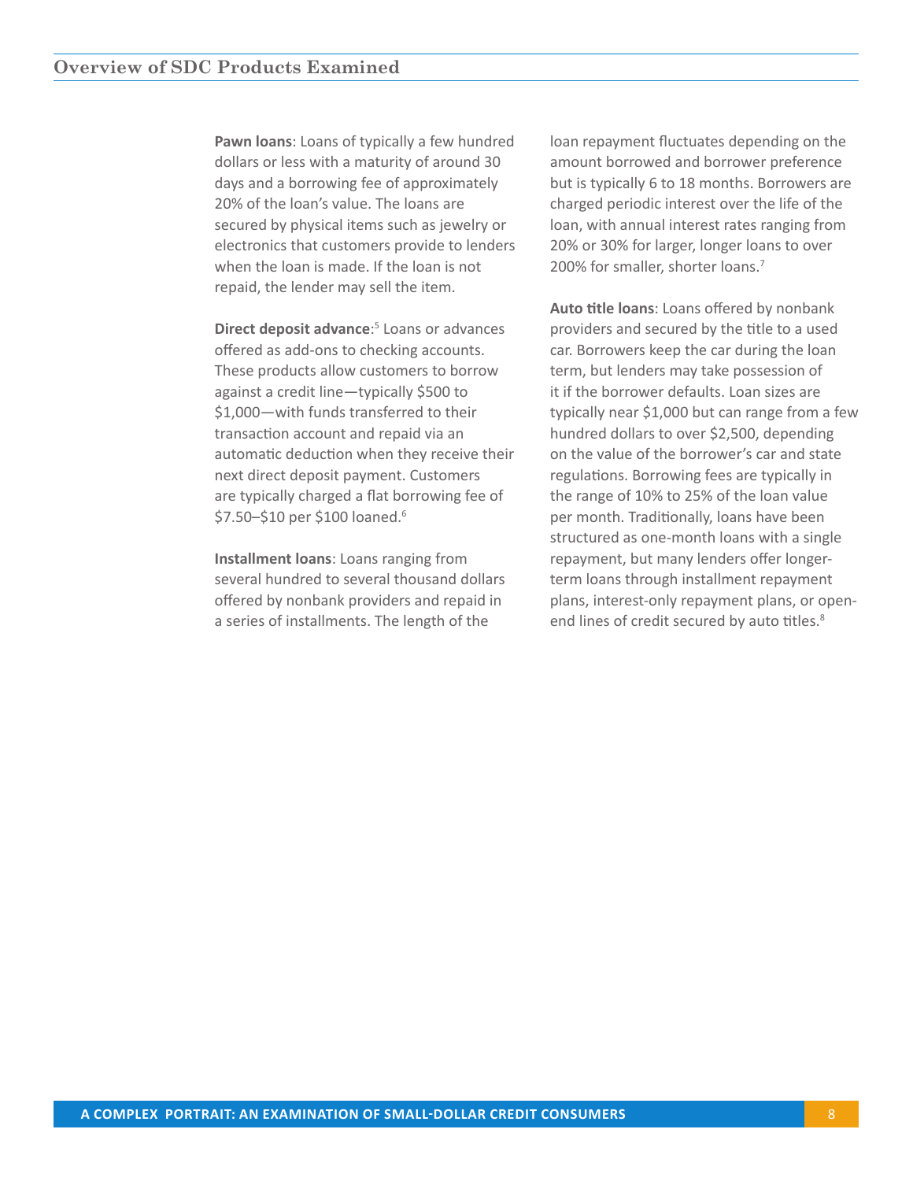**Pawn loans**: Loans of typically a few hundred dollars or less with a maturity of around 30 days and a borrowing fee of approximately 20% of the loan's value. The loans are secured by physical items such as jewelry or electronics that customers provide to lenders when the loan is made. If the loan is not repaid, the lender may sell the item.

**Direct deposit advance**:[5] Loans or advances offered as add-ons to checking accounts. These products allow customers to borrow against a credit line—typically $500 to $1,000—with funds transferred to their transaction account and repaid via an automatic deduction when they receive their next direct deposit payment. Customers are typically charged a flat borrowing fee of $7.50–$10 per $100 loaned.[6]

**Installment loans**: Loans ranging from several hundred to several thousand dollars offered by nonbank providers and repaid in a series of installments. The length of the loan repayment fluctuates depending on the amount borrowed and borrower preference but is typically 6 to 18 months. Borrowers are charged periodic interest over the life of the loan, with annual interest rates ranging from 20% or 30% for larger, longer loans to over 200% for smaller, shorter loans.[7]

**Auto title loans**: Loans offered by nonbank providers and secured by the title to a used car. Borrowers keep the car during the loan term, but lenders may take possession of it if the borrower defaults. Loan sizes are typically near $1,000 but can range from a few hundred dollars to over $2,500, depending on the value of the borrower's car and state regulations. Borrowing fees are typically in the range of 10% to 25% of the loan value per month. Traditionally, loans have been structured as one-month loans with a single repayment, but many lenders offer longer-term loans through installment repayment plans, interest-only repayment plans, or open-end lines of credit secured by auto titles.[8]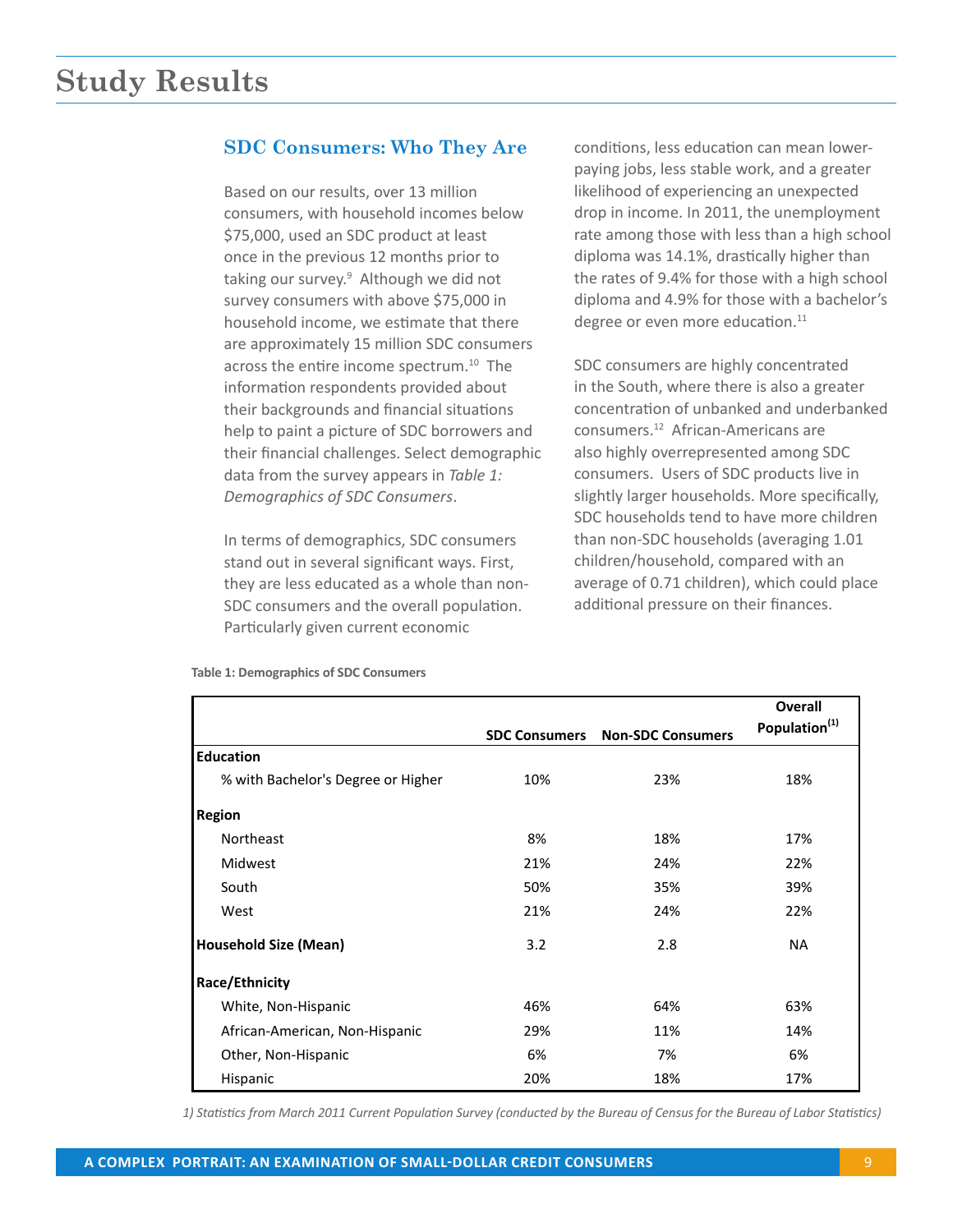# Study Results

## SDC Consumers: Who They Are

Based on our results, over 13 million consumers, with household incomes below $75,000, used an SDC product at least once in the previous 12 months prior to taking our survey.[9] Although we did not survey consumers with above $75,000 in household income, we estimate that there are approximately 15 million SDC consumers across the entire income spectrum.[10] The information respondents provided about their backgrounds and financial situations help to paint a picture of SDC borrowers and their financial challenges. Select demographic data from the survey appears in *Table 1: Demographics of SDC Consumers*.

In terms of demographics, SDC consumers stand out in several significant ways. First, they are less educated as a whole than non-SDC consumers and the overall population. Particularly given current economic conditions, less education can mean lower-paying jobs, less stable work, and a greater likelihood of experiencing an unexpected drop in income. In 2011, the unemployment rate among those with less than a high school diploma was 14.1%, drastically higher than the rates of 9.4% for those with a high school diploma and 4.9% for those with a bachelor's degree or even more education.[11]

SDC consumers are highly concentrated in the South, where there is also a greater concentration of unbanked and underbanked consumers.[12] African-Americans are also highly overrepresented among SDC consumers. Users of SDC products live in slightly larger households. More specifically, SDC households tend to have more children than non-SDC households (averaging 1.01 children/household, compared with an average of 0.71 children), which could place additional pressure on their finances.

**Table 1: Demographics of SDC Consumers**

| | SDC Consumers | Non-SDC Consumers | Overall Population[1] |
|---|---|---|---|
| **Education** | | | |
| % with Bachelor's Degree or Higher | 10% | 23% | 18% |
| **Region** | | | |
| Northeast | 8% | 18% | 17% |
| Midwest | 21% | 24% | 22% |
| South | 50% | 35% | 39% |
| West | 21% | 24% | 22% |
| **Household Size (Mean)** | 3.2 | 2.8 | NA |
| **Race/Ethnicity** | | | |
| White, Non-Hispanic | 46% | 64% | 63% |
| African-American, Non-Hispanic | 29% | 11% | 14% |
| Other, Non-Hispanic | 6% | 7% | 6% |
| Hispanic | 20% | 18% | 17% |

*1) Statistics from March 2011 Current Population Survey (conducted by the Bureau of Census for the Bureau of Labor Statistics)*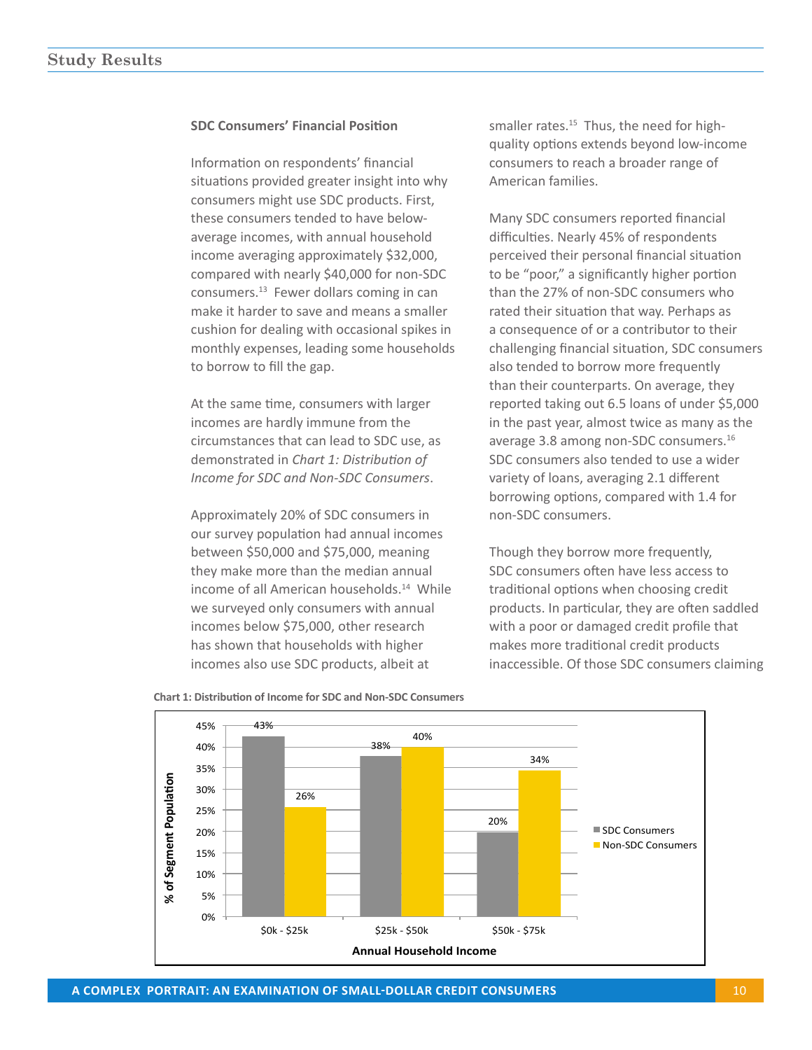### SDC Consumers' Financial Position

Information on respondents' financial situations provided greater insight into why consumers might use SDC products. First, these consumers tended to have below-average incomes, with annual household income averaging approximately $32,000, compared with nearly $40,000 for non-SDC consumers.[13] Fewer dollars coming in can make it harder to save and means a smaller cushion for dealing with occasional spikes in monthly expenses, leading some households to borrow to fill the gap.

At the same time, consumers with larger incomes are hardly immune from the circumstances that can lead to SDC use, as demonstrated in *Chart 1: Distribution of Income for SDC and Non-SDC Consumers*.

Approximately 20% of SDC consumers in our survey population had annual incomes between $50,000 and $75,000, meaning they make more than the median annual income of all American households.[14] While we surveyed only consumers with annual incomes below $75,000, other research has shown that households with higher incomes also use SDC products, albeit at smaller rates.[15] Thus, the need for high-quality options extends beyond low-income consumers to reach a broader range of American families.

Many SDC consumers reported financial difficulties. Nearly 45% of respondents perceived their personal financial situation to be "poor," a significantly higher portion than the 27% of non-SDC consumers who rated their situation that way. Perhaps as a consequence of or a contributor to their challenging financial situation, SDC consumers also tended to borrow more frequently than their counterparts. On average, they reported taking out 6.5 loans of under $5,000 in the past year, almost twice as many as the average 3.8 among non-SDC consumers.[16] SDC consumers also tended to use a wider variety of loans, averaging 2.1 different borrowing options, compared with 1.4 for non-SDC consumers.

Though they borrow more frequently, SDC consumers often have less access to traditional options when choosing credit products. In particular, they are often saddled with a poor or damaged credit profile that makes more traditional credit products inaccessible. Of those SDC consumers claiming

**Chart 1: Distribution of Income for SDC and Non-SDC Consumers**

% of Segment Population

45%
40%
35%
30%
25%
20%
15%
10%
5%
0%

43%
26%
38%
40%
20%
34%

$0k - $25k
$25k - $50k
$50k - $75k

Annual Household Income

SDC Consumers
Non-SDC Consumers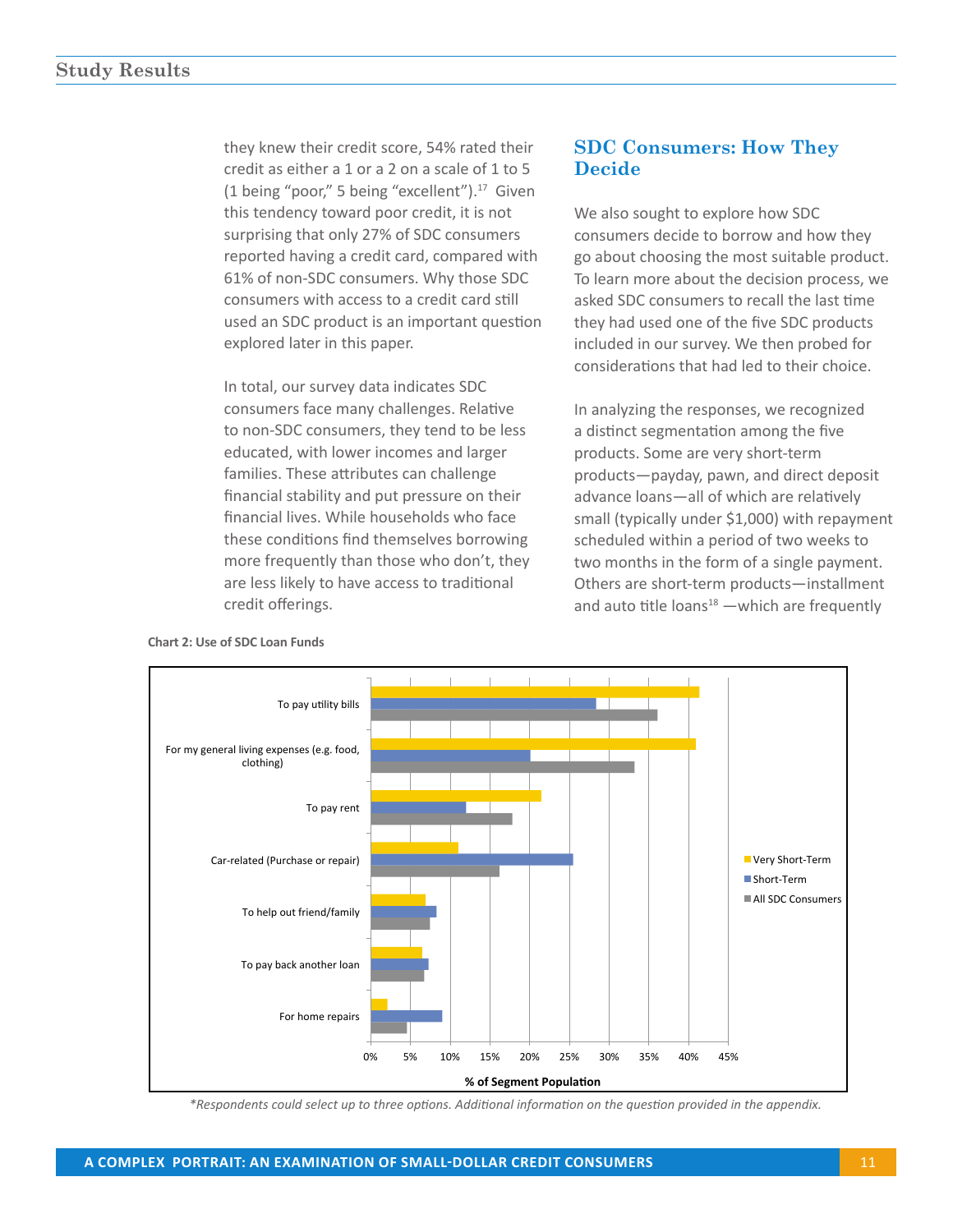they knew their credit score, 54% rated their credit as either a 1 or a 2 on a scale of 1 to 5 (1 being "poor," 5 being "excellent").[17] Given this tendency toward poor credit, it is not surprising that only 27% of SDC consumers reported having a credit card, compared with 61% of non-SDC consumers. Why those SDC consumers with access to a credit card still used an SDC product is an important question explored later in this paper.

In total, our survey data indicates SDC consumers face many challenges. Relative to non-SDC consumers, they tend to be less educated, with lower incomes and larger families. These attributes can challenge financial stability and put pressure on their financial lives. While households who face these conditions find themselves borrowing more frequently than those who don't, they are less likely to have access to traditional credit offerings.

## SDC Consumers: How They Decide

We also sought to explore how SDC consumers decide to borrow and how they go about choosing the most suitable product. To learn more about the decision process, we asked SDC consumers to recall the last time they had used one of the five SDC products included in our survey. We then probed for considerations that had led to their choice.

In analyzing the responses, we recognized a distinct segmentation among the five products. Some are very short-term products—payday, pawn, and direct deposit advance loans—all of which are relatively small (typically under $1,000) with repayment scheduled within a period of two weeks to two months in the form of a single payment. Others are short-term products—installment and auto title loans[18] —which are frequently

**Chart 2: Use of SDC Loan Funds**

To pay utility bills
For my general living expenses (e.g. food, clothing)
To pay rent
Car-related (Purchase or repair)
To help out friend/family
To pay back another loan
For home repairs

0% 5% 10% 15% 20% 25% 30% 35% 40% 45%

% of Segment Population

Very Short-Term
Short-Term
All SDC Consumers

*\*Respondents could select up to three options. Additional information on the question provided in the appendix.*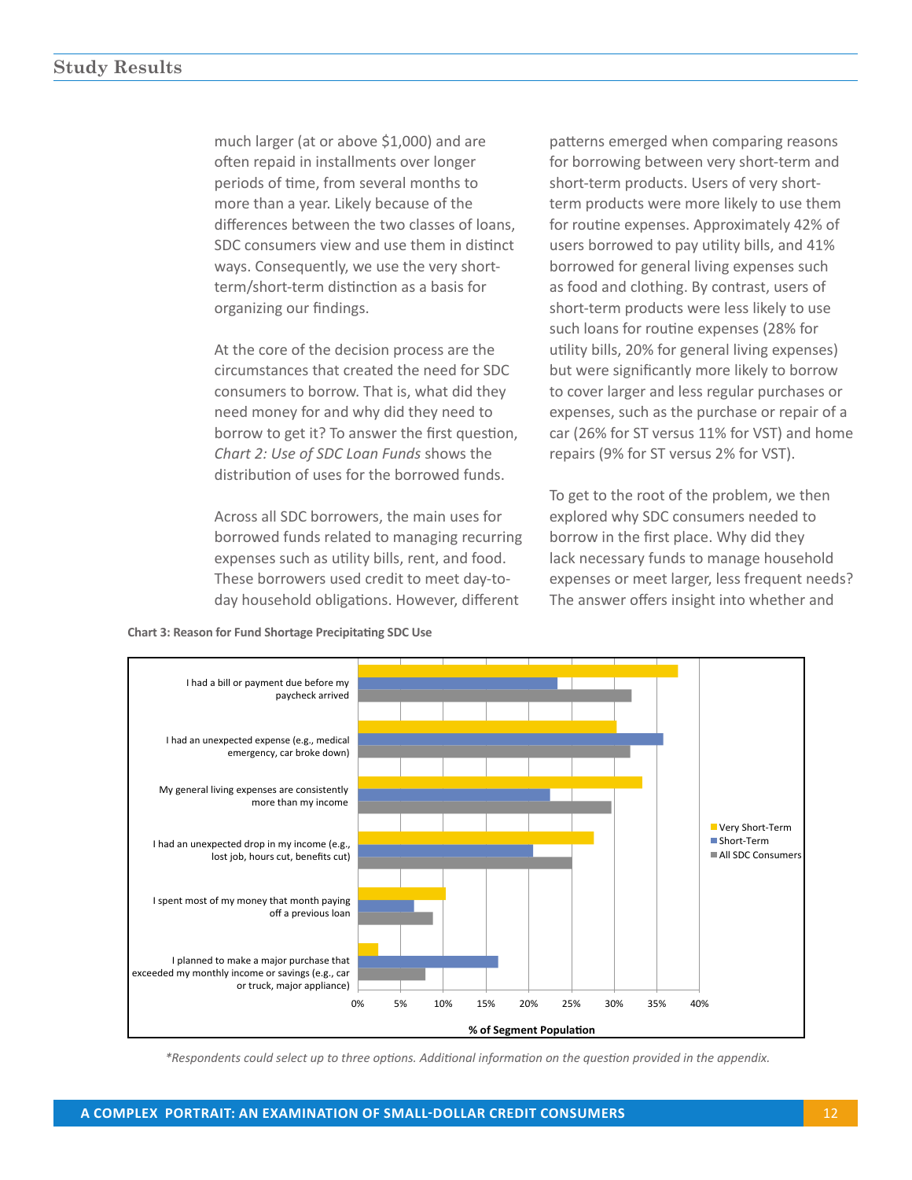much larger (at or above $1,000) and are often repaid in installments over longer periods of time, from several months to more than a year. Likely because of the differences between the two classes of loans, SDC consumers view and use them in distinct ways. Consequently, we use the very short-term/short-term distinction as a basis for organizing our findings.

At the core of the decision process are the circumstances that created the need for SDC consumers to borrow. That is, what did they need money for and why did they need to borrow to get it? To answer the first question, *Chart 2: Use of SDC Loan Funds* shows the distribution of uses for the borrowed funds.

Across all SDC borrowers, the main uses for borrowed funds related to managing recurring expenses such as utility bills, rent, and food. These borrowers used credit to meet day-to-day household obligations. However, different patterns emerged when comparing reasons for borrowing between very short-term and short-term products. Users of very short-term products were more likely to use them for routine expenses. Approximately 42% of users borrowed to pay utility bills, and 41% borrowed for general living expenses such as food and clothing. By contrast, users of short-term products were less likely to use such loans for routine expenses (28% for utility bills, 20% for general living expenses) but were significantly more likely to borrow to cover larger and less regular purchases or expenses, such as the purchase or repair of a car (26% for ST versus 11% for VST) and home repairs (9% for ST versus 2% for VST).

To get to the root of the problem, we then explored why SDC consumers needed to borrow in the first place. Why did they lack necessary funds to manage household expenses or meet larger, less frequent needs? The answer offers insight into whether and

**Chart 3: Reason for Fund Shortage Precipitating SDC Use**

I had a bill or payment due before my paycheck arrived

I had an unexpected expense (e.g., medical emergency, car broke down)

My general living expenses are consistently more than my income

I had an unexpected drop in my income (e.g., lost job, hours cut, benefits cut)

I spent most of my money that month paying off a previous loan

I planned to make a major purchase that exceeded my monthly income or savings (e.g., car or truck, major appliance)

0% 5% 10% 15% 20% 25% 30% 35% 40%

% of Segment Population

Very Short-Term
Short-Term
All SDC Consumers

*\*Respondents could select up to three options. Additional information on the question provided in the appendix.*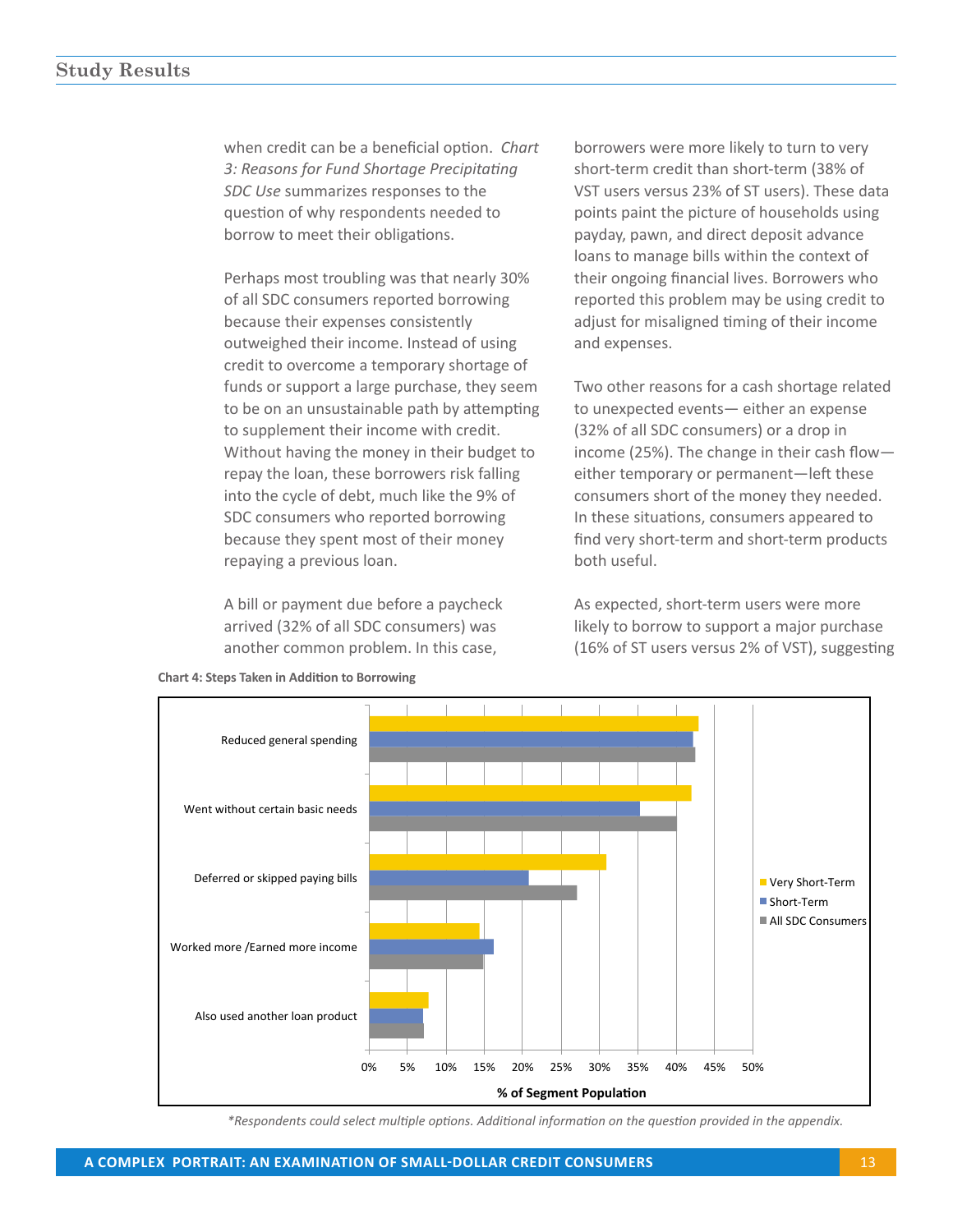when credit can be a beneficial option. *Chart 3: Reasons for Fund Shortage Precipitating SDC Use* summarizes responses to the question of why respondents needed to borrow to meet their obligations.

Perhaps most troubling was that nearly 30% of all SDC consumers reported borrowing because their expenses consistently outweighed their income. Instead of using credit to overcome a temporary shortage of funds or support a large purchase, they seem to be on an unsustainable path by attempting to supplement their income with credit. Without having the money in their budget to repay the loan, these borrowers risk falling into the cycle of debt, much like the 9% of SDC consumers who reported borrowing because they spent most of their money repaying a previous loan.

A bill or payment due before a paycheck arrived (32% of all SDC consumers) was another common problem. In this case, borrowers were more likely to turn to very short-term credit than short-term (38% of VST users versus 23% of ST users). These data points paint the picture of households using payday, pawn, and direct deposit advance loans to manage bills within the context of their ongoing financial lives. Borrowers who reported this problem may be using credit to adjust for misaligned timing of their income and expenses.

Two other reasons for a cash shortage related to unexpected events— either an expense (32% of all SDC consumers) or a drop in income (25%). The change in their cash flow—either temporary or permanent—left these consumers short of the money they needed. In these situations, consumers appeared to find very short-term and short-term products both useful.

As expected, short-term users were more likely to borrow to support a major purchase (16% of ST users versus 2% of VST), suggesting

**Chart 4: Steps Taken in Addition to Borrowing**

Reduced general spending
Went without certain basic needs
Deferred or skipped paying bills
Worked more /Earned more income
Also used another loan product

0% 5% 10% 15% 20% 25% 30% 35% 40% 45% 50%

% of Segment Population

Very Short-Term
Short-Term
All SDC Consumers

*\*Respondents could select multiple options. Additional information on the question provided in the appendix.*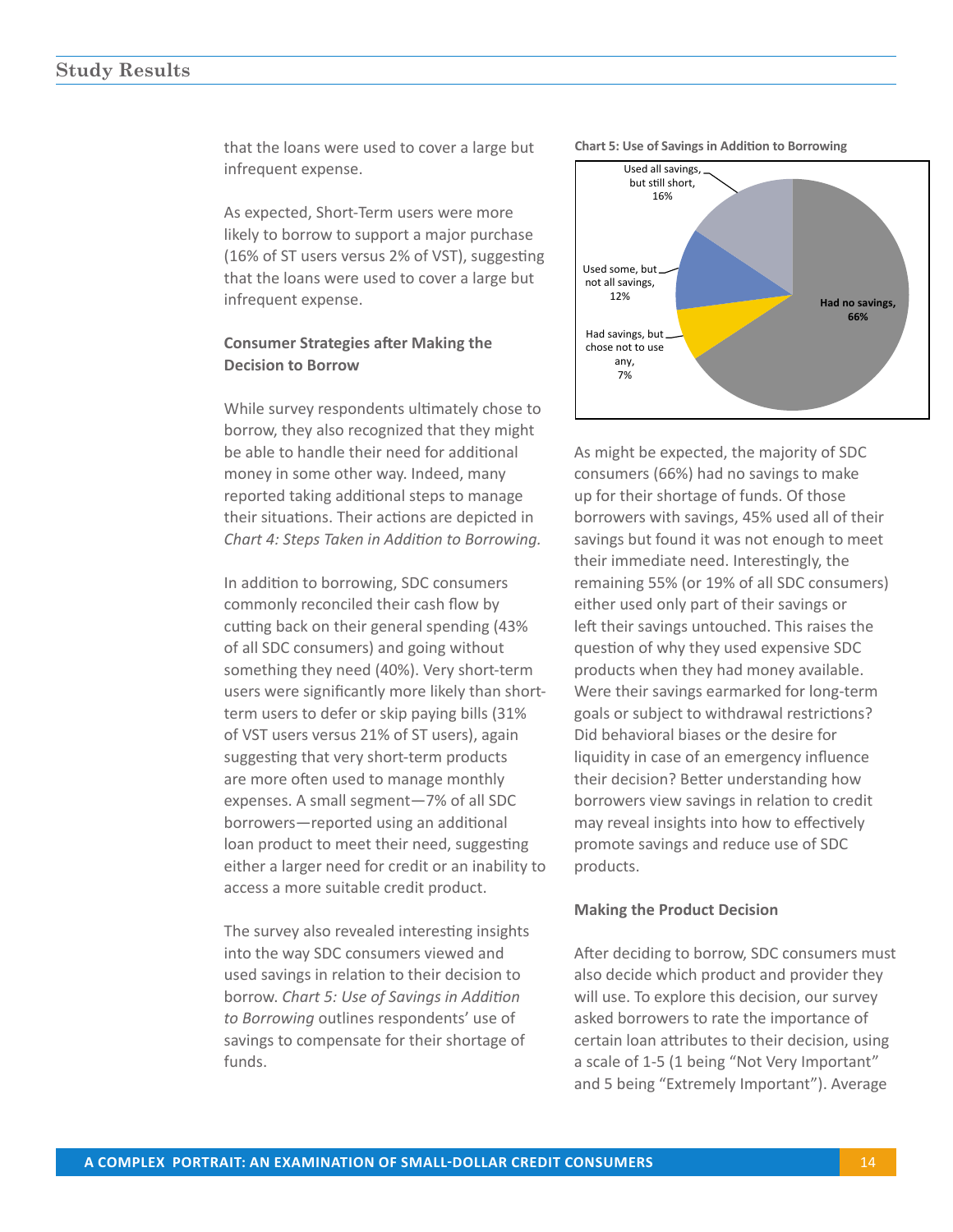that the loans were used to cover a large but infrequent expense.

As expected, Short-Term users were more likely to borrow to support a major purchase (16% of ST users versus 2% of VST), suggesting that the loans were used to cover a large but infrequent expense.

**Consumer Strategies after Making the Decision to Borrow**

While survey respondents ultimately chose to borrow, they also recognized that they might be able to handle their need for additional money in some other way. Indeed, many reported taking additional steps to manage their situations. Their actions are depicted in *Chart 4: Steps Taken in Addition to Borrowing.*

In addition to borrowing, SDC consumers commonly reconciled their cash flow by cutting back on their general spending (43% of all SDC consumers) and going without something they need (40%). Very short-term users were significantly more likely than short-term users to defer or skip paying bills (31% of VST users versus 21% of ST users), again suggesting that very short-term products are more often used to manage monthly expenses. A small segment—7% of all SDC borrowers—reported using an additional loan product to meet their need, suggesting either a larger need for credit or an inability to access a more suitable credit product.

The survey also revealed interesting insights into the way SDC consumers viewed and used savings in relation to their decision to borrow. *Chart 5: Use of Savings in Addition to Borrowing* outlines respondents' use of savings to compensate for their shortage of funds.

**Chart 5: Use of Savings in Addition to Borrowing**

Used all savings, but still short, 16%

Used some, but not all savings, 12%

Had savings, but chose not to use any, 7%

Had no savings, 66%

As might be expected, the majority of SDC consumers (66%) had no savings to make up for their shortage of funds. Of those borrowers with savings, 45% used all of their savings but found it was not enough to meet their immediate need. Interestingly, the remaining 55% (or 19% of all SDC consumers) either used only part of their savings or left their savings untouched. This raises the question of why they used expensive SDC products when they had money available. Were their savings earmarked for long-term goals or subject to withdrawal restrictions? Did behavioral biases or the desire for liquidity in case of an emergency influence their decision? Better understanding how borrowers view savings in relation to credit may reveal insights into how to effectively promote savings and reduce use of SDC products.

**Making the Product Decision**

After deciding to borrow, SDC consumers must also decide which product and provider they will use. To explore this decision, our survey asked borrowers to rate the importance of certain loan attributes to their decision, using a scale of 1-5 (1 being "Not Very Important" and 5 being "Extremely Important"). Average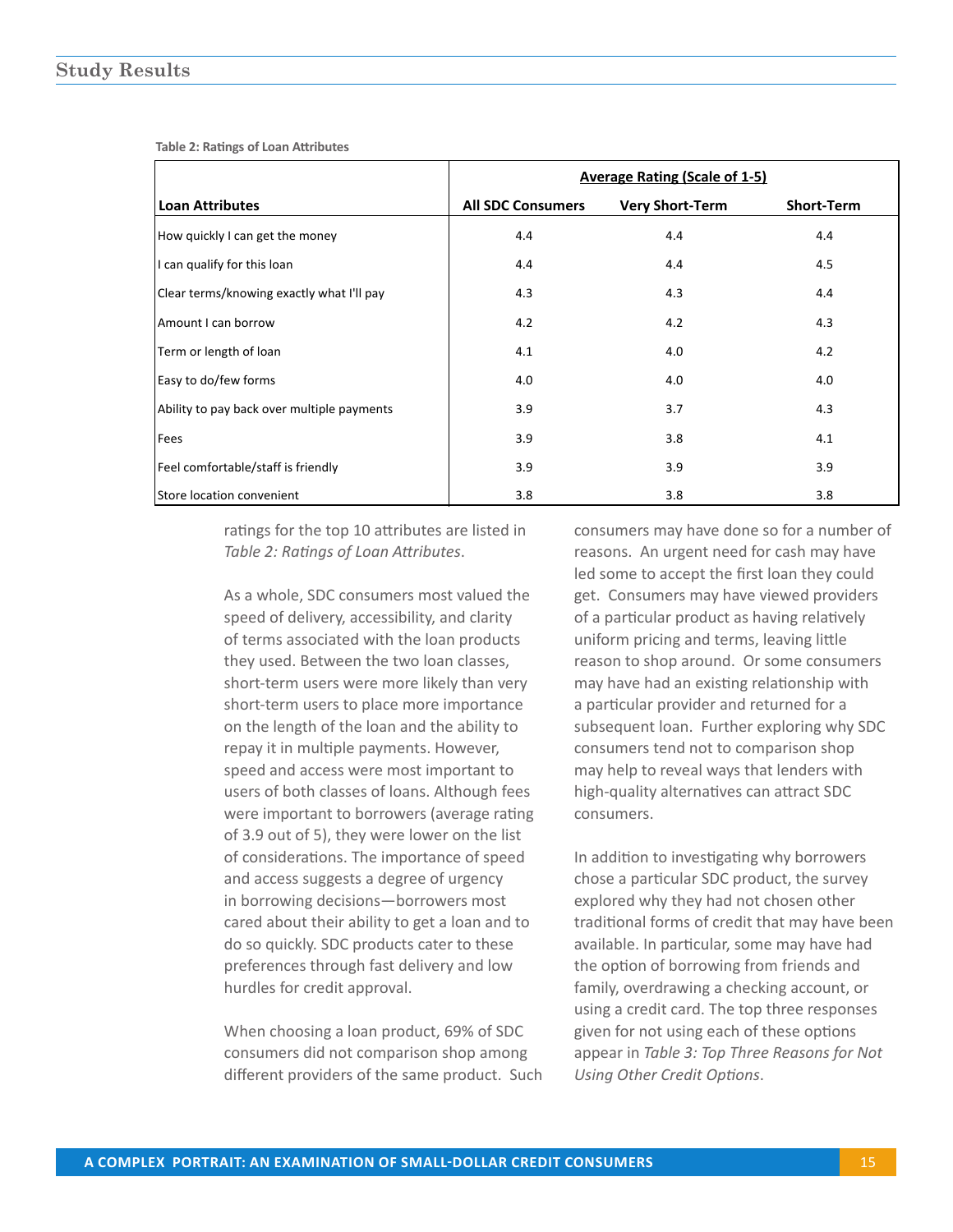**Table 2: Ratings of Loan Attributes**

| Loan Attributes | Average Rating (Scale of 1-5) | | |
|---|---|---|---|
| | All SDC Consumers | Very Short-Term | Short-Term |
| How quickly I can get the money | 4.4 | 4.4 | 4.4 |
| I can qualify for this loan | 4.4 | 4.4 | 4.5 |
| Clear terms/knowing exactly what I'll pay | 4.3 | 4.3 | 4.4 |
| Amount I can borrow | 4.2 | 4.2 | 4.3 |
| Term or length of loan | 4.1 | 4.0 | 4.2 |
| Easy to do/few forms | 4.0 | 4.0 | 4.0 |
| Ability to pay back over multiple payments | 3.9 | 3.7 | 4.3 |
| Fees | 3.9 | 3.8 | 4.1 |
| Feel comfortable/staff is friendly | 3.9 | 3.9 | 3.9 |
| Store location convenient | 3.8 | 3.8 | 3.8 |

ratings for the top 10 attributes are listed in *Table 2: Ratings of Loan Attributes*.

As a whole, SDC consumers most valued the speed of delivery, accessibility, and clarity of terms associated with the loan products they used. Between the two loan classes, short-term users were more likely than very short-term users to place more importance on the length of the loan and the ability to repay it in multiple payments. However, speed and access were most important to users of both classes of loans. Although fees were important to borrowers (average rating of 3.9 out of 5), they were lower on the list of considerations. The importance of speed and access suggests a degree of urgency in borrowing decisions—borrowers most cared about their ability to get a loan and to do so quickly. SDC products cater to these preferences through fast delivery and low hurdles for credit approval.

When choosing a loan product, 69% of SDC consumers did not comparison shop among different providers of the same product. Such consumers may have done so for a number of reasons. An urgent need for cash may have led some to accept the first loan they could get. Consumers may have viewed providers of a particular product as having relatively uniform pricing and terms, leaving little reason to shop around. Or some consumers may have had an existing relationship with a particular provider and returned for a subsequent loan. Further exploring why SDC consumers tend not to comparison shop may help to reveal ways that lenders with high-quality alternatives can attract SDC consumers.

In addition to investigating why borrowers chose a particular SDC product, the survey explored why they had not chosen other traditional forms of credit that may have been available. In particular, some may have had the option of borrowing from friends and family, overdrawing a checking account, or using a credit card. The top three responses given for not using each of these options appear in *Table 3: Top Three Reasons for Not Using Other Credit Options*.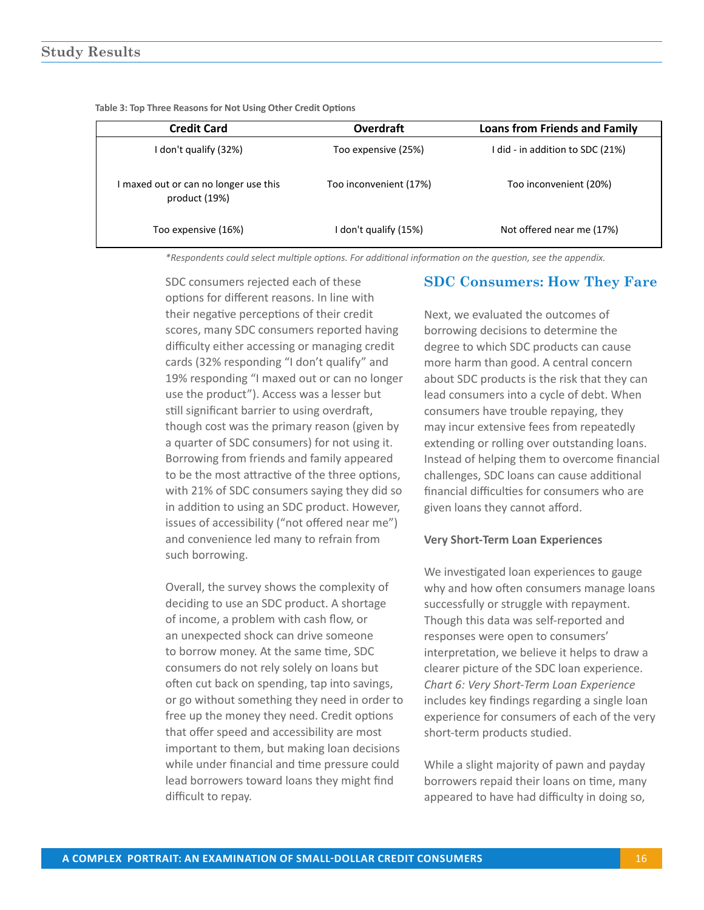**Table 3: Top Three Reasons for Not Using Other Credit Options**

| Credit Card | Overdraft | Loans from Friends and Family |
|---|---|---|
| I don't qualify (32%) | Too expensive (25%) | I did - in addition to SDC (21%) |
| I maxed out or can no longer use this product (19%) | Too inconvenient (17%) | Too inconvenient (20%) |
| Too expensive (16%) | I don't qualify (15%) | Not offered near me (17%) |

*Respondents could select multiple options. For additional information on the question, see the appendix.*

SDC consumers rejected each of these options for different reasons. In line with their negative perceptions of their credit scores, many SDC consumers reported having difficulty either accessing or managing credit cards (32% responding "I don't qualify" and 19% responding "I maxed out or can no longer use the product"). Access was a lesser but still significant barrier to using overdraft, though cost was the primary reason (given by a quarter of SDC consumers) for not using it. Borrowing from friends and family appeared to be the most attractive of the three options, with 21% of SDC consumers saying they did so in addition to using an SDC product. However, issues of accessibility ("not offered near me") and convenience led many to refrain from such borrowing.

Overall, the survey shows the complexity of deciding to use an SDC product. A shortage of income, a problem with cash flow, or an unexpected shock can drive someone to borrow money. At the same time, SDC consumers do not rely solely on loans but often cut back on spending, tap into savings, or go without something they need in order to free up the money they need. Credit options that offer speed and accessibility are most important to them, but making loan decisions while under financial and time pressure could lead borrowers toward loans they might find difficult to repay.

## SDC Consumers: How They Fare

Next, we evaluated the outcomes of borrowing decisions to determine the degree to which SDC products can cause more harm than good. A central concern about SDC products is the risk that they can lead consumers into a cycle of debt. When consumers have trouble repaying, they may incur extensive fees from repeatedly extending or rolling over outstanding loans. Instead of helping them to overcome financial challenges, SDC loans can cause additional financial difficulties for consumers who are given loans they cannot afford.

**Very Short-Term Loan Experiences**

We investigated loan experiences to gauge why and how often consumers manage loans successfully or struggle with repayment. Though this data was self-reported and responses were open to consumers' interpretation, we believe it helps to draw a clearer picture of the SDC loan experience. *Chart 6: Very Short-Term Loan Experience* includes key findings regarding a single loan experience for consumers of each of the very short-term products studied.

While a slight majority of pawn and payday borrowers repaid their loans on time, many appeared to have had difficulty in doing so,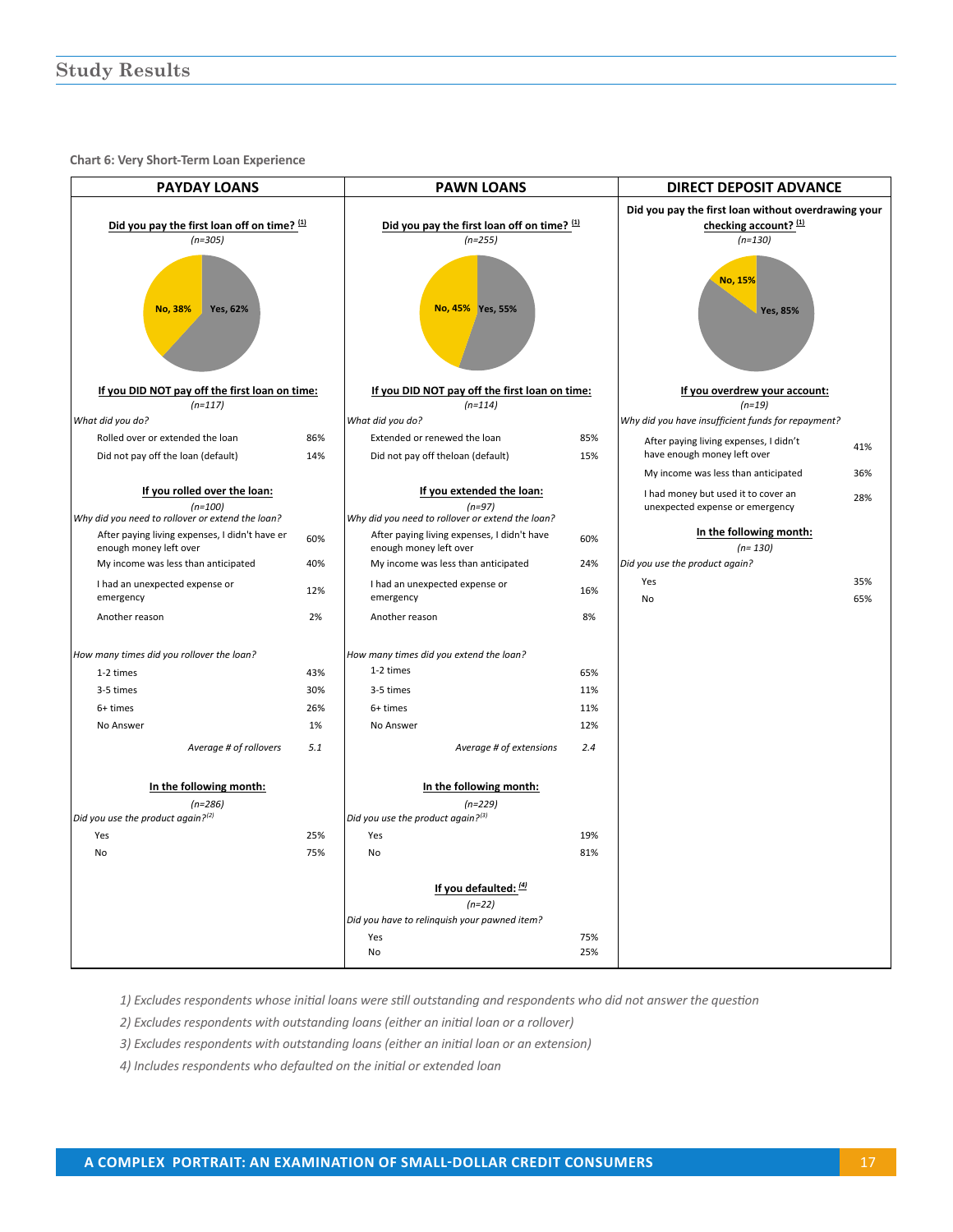## Chart 6: Very Short-Term Loan Experience

### PAYDAY LOANS

**Did you pay the first loan off on time?** [1]
*(n=305)*

No, 38%
Yes, 62%

**If you DID NOT pay off the first loan on time:**
*(n=117)*

| *What did you do?* | |
|---|---|
| Rolled over or extended the loan | 86% |
| Did not pay off the loan (default) | 14% |

**If you rolled over the loan:**
*(n=100)*

| *Why did you need to rollover or extend the loan?* | |
|---|---|
| After paying living expenses, I didn't have er enough money left over | 60% |
| My income was less than anticipated | 40% |
| I had an unexpected expense or emergency | 12% |
| Another reason | 2% |

| *How many times did you rollover the loan?* | |
|---|---|
| 1-2 times | 43% |
| 3-5 times | 30% |
| 6+ times | 26% |
| No Answer | 1% |
| *Average # of rollovers* | *5.1* |

**In the following month:**
*(n=286)*

| *Did you use the product again?* [2] | |
|---|---|
| Yes | 25% |
| No | 75% |

### PAWN LOANS

**Did you pay the first loan off on time?** [1]
*(n=255)*

No, 45%
Yes, 55%

**If you DID NOT pay off the first loan on time:**
*(n=114)*

| *What did you do?* | |
|---|---|
| Extended or renewed the loan | 85% |
| Did not pay off theloan (default) | 15% |

**If you extended the loan:**
*(n=97)*

| *Why did you need to rollover or extend the loan?* | |
|---|---|
| After paying living expenses, I didn't have enough money left over | 60% |
| My income was less than anticipated | 24% |
| I had an unexpected expense or emergency | 16% |
| Another reason | 8% |

| *How many times did you extend the loan?* | |
|---|---|
| 1-2 times | 65% |
| 3-5 times | 11% |
| 6+ times | 11% |
| No Answer | 12% |
| *Average # of extensions* | *2.4* |

**In the following month:**
*(n=229)*

| *Did you use the product again?* [3] | |
|---|---|
| Yes | 19% |
| No | 81% |

**If you defaulted:** [4]
*(n=22)*

| *Did you have to relinquish your pawned item?* | |
|---|---|
| Yes | 75% |
| No | 25% |

### DIRECT DEPOSIT ADVANCE

**Did you pay the first loan without overdrawing your checking account?** [1]
*(n=130)*

No, 15%
Yes, 85%

**If you overdrew your account:**
*(n=19)*

| *Why did you have insufficient funds for repayment?* | |
|---|---|
| After paying living expenses, I didn't have enough money left over | 41% |
| My income was less than anticipated | 36% |
| I had money but used it to cover an unexpected expense or emergency | 28% |

**In the following month:**
*(n= 130)*

| *Did you use the product again?* | |
|---|---|
| Yes | 35% |
| No | 65% |

*1) Excludes respondents whose initial loans were still outstanding and respondents who did not answer the question*

*2) Excludes respondents with outstanding loans (either an initial loan or a rollover)*

*3) Excludes respondents with outstanding loans (either an initial loan or an extension)*

*4) Includes respondents who defaulted on the initial or extended loan*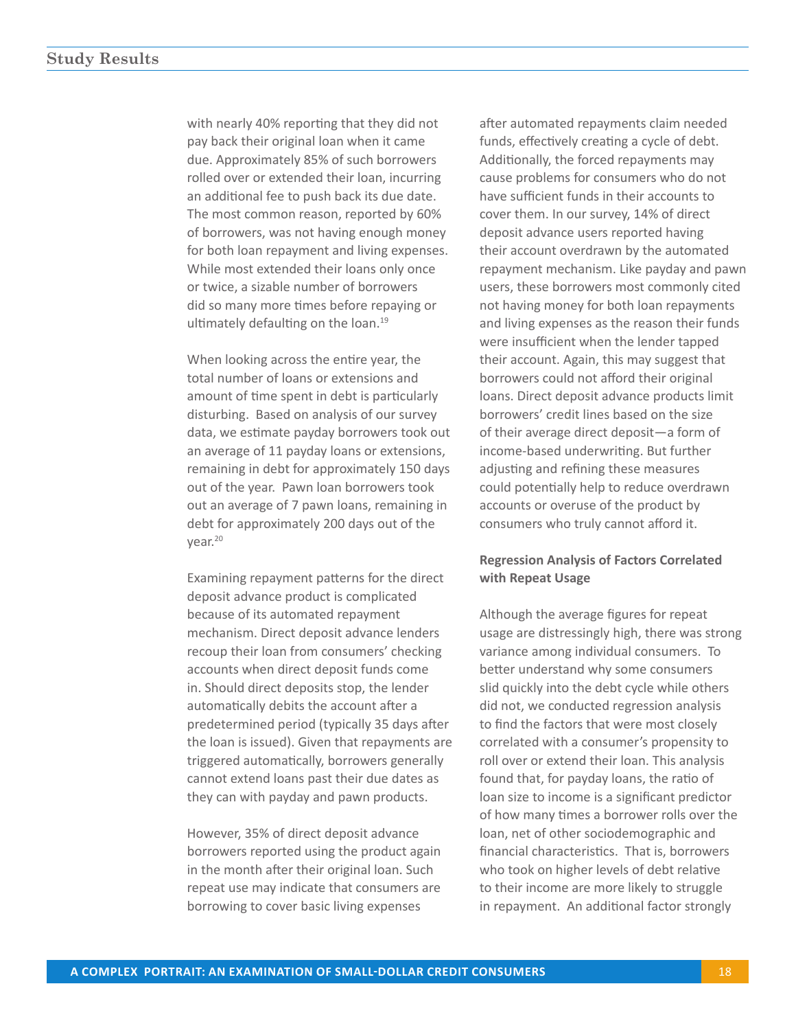with nearly 40% reporting that they did not pay back their original loan when it came due. Approximately 85% of such borrowers rolled over or extended their loan, incurring an additional fee to push back its due date. The most common reason, reported by 60% of borrowers, was not having enough money for both loan repayment and living expenses. While most extended their loans only once or twice, a sizable number of borrowers did so many more times before repaying or ultimately defaulting on the loan.[19]

When looking across the entire year, the total number of loans or extensions and amount of time spent in debt is particularly disturbing. Based on analysis of our survey data, we estimate payday borrowers took out an average of 11 payday loans or extensions, remaining in debt for approximately 150 days out of the year. Pawn loan borrowers took out an average of 7 pawn loans, remaining in debt for approximately 200 days out of the year.[20]

Examining repayment patterns for the direct deposit advance product is complicated because of its automated repayment mechanism. Direct deposit advance lenders recoup their loan from consumers' checking accounts when direct deposit funds come in. Should direct deposits stop, the lender automatically debits the account after a predetermined period (typically 35 days after the loan is issued). Given that repayments are triggered automatically, borrowers generally cannot extend loans past their due dates as they can with payday and pawn products.

However, 35% of direct deposit advance borrowers reported using the product again in the month after their original loan. Such repeat use may indicate that consumers are borrowing to cover basic living expenses after automated repayments claim needed funds, effectively creating a cycle of debt. Additionally, the forced repayments may cause problems for consumers who do not have sufficient funds in their accounts to cover them. In our survey, 14% of direct deposit advance users reported having their account overdrawn by the automated repayment mechanism. Like payday and pawn users, these borrowers most commonly cited not having money for both loan repayments and living expenses as the reason their funds were insufficient when the lender tapped their account. Again, this may suggest that borrowers could not afford their original loans. Direct deposit advance products limit borrowers' credit lines based on the size of their average direct deposit—a form of income-based underwriting. But further adjusting and refining these measures could potentially help to reduce overdrawn accounts or overuse of the product by consumers who truly cannot afford it.

**Regression Analysis of Factors Correlated with Repeat Usage**

Although the average figures for repeat usage are distressingly high, there was strong variance among individual consumers. To better understand why some consumers slid quickly into the debt cycle while others did not, we conducted regression analysis to find the factors that were most closely correlated with a consumer's propensity to roll over or extend their loan. This analysis found that, for payday loans, the ratio of loan size to income is a significant predictor of how many times a borrower rolls over the loan, net of other sociodemographic and financial characteristics. That is, borrowers who took on higher levels of debt relative to their income are more likely to struggle in repayment. An additional factor strongly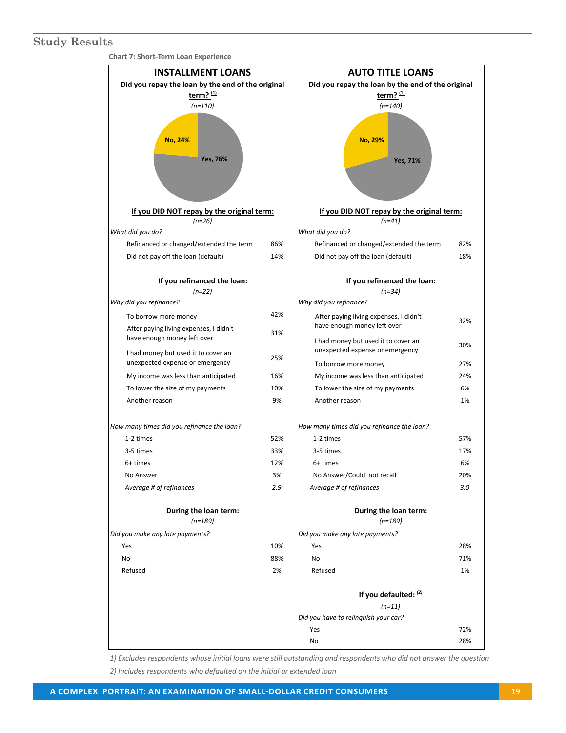## Study Results

**Chart 7: Short-Term Loan Experience**

### INSTALLMENT LOANS

**Did you repay the loan by the end of the original term?** [1]

*(n=110)*

No, 24%

Yes, 76%

**If you DID NOT repay by the original term:**

*(n=26)*

| *What did you do?* | |
|---|---|
| Refinanced or changed/extended the term | 86% |
| Did not pay off the loan (default) | 14% |

**If you refinanced the loan:**

*(n=22)*

| *Why did you refinance?* | |
|---|---|
| To borrow more money | 42% |
| After paying living expenses, I didn't have enough money left over | 31% |
| I had money but used it to cover an unexpected expense or emergency | 25% |
| My income was less than anticipated | 16% |
| To lower the size of my payments | 10% |
| Another reason | 9% |

| *How many times did you refinance the loan?* | |
|---|---|
| 1-2 times | 52% |
| 3-5 times | 33% |
| 6+ times | 12% |
| No Answer | 3% |
| *Average # of refinances* | *2.9* |

**During the loan term:**

*(n=189)*

| *Did you make any late payments?* | |
|---|---|
| Yes | 10% |
| No | 88% |
| Refused | 2% |

### AUTO TITLE LOANS

**Did you repay the loan by the end of the original term?** [1]

*(n=140)*

No, 29%

Yes, 71%

**If you DID NOT repay by the original term:**

*(n=41)*

| *What did you do?* | |
|---|---|
| Refinanced or changed/extended the term | 82% |
| Did not pay off the loan (default) | 18% |

**If you refinanced the loan:**

*(n=34)*

| *Why did you refinance?* | |
|---|---|
| After paying living expenses, I didn't have enough money left over | 32% |
| I had money but used it to cover an unexpected expense or emergency | 30% |
| To borrow more money | 27% |
| My income was less than anticipated | 24% |
| To lower the size of my payments | 6% |
| Another reason | 1% |

| *How many times did you refinance the loan?* | |
|---|---|
| 1-2 times | 57% |
| 3-5 times | 17% |
| 6+ times | 6% |
| No Answer/Could not recall | 20% |
| *Average # of refinances* | *3.0* |

**During the loan term:**

*(n=189)*

| *Did you make any late payments?* | |
|---|---|
| Yes | 28% |
| No | 71% |
| Refused | 1% |

**If you defaulted:** [2]

*(n=11)*

| *Did you have to relinquish your car?* | |
|---|---|
| Yes | 72% |
| No | 28% |

*1) Excludes respondents whose initial loans were still outstanding and respondents who did not answer the question*

*2) Includes respondents who defaulted on the initial or extended loan*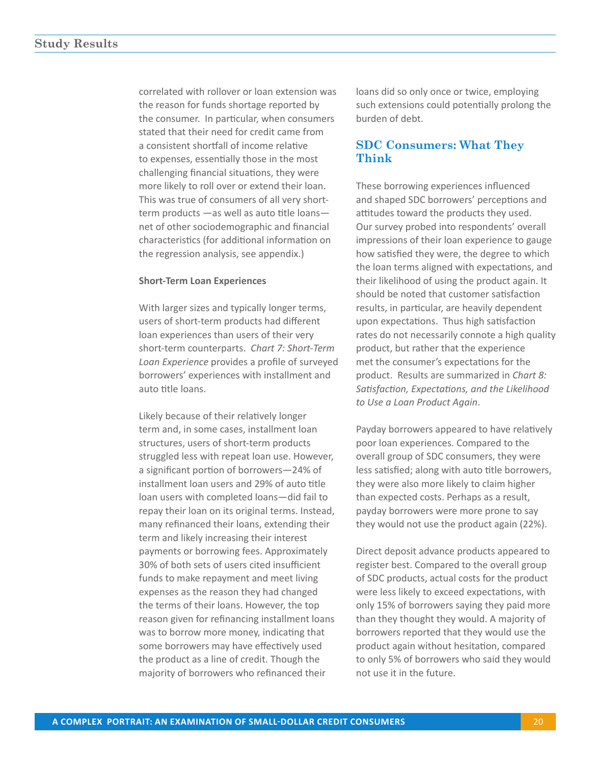correlated with rollover or loan extension was the reason for funds shortage reported by the consumer. In particular, when consumers stated that their need for credit came from a consistent shortfall of income relative to expenses, essentially those in the most challenging financial situations, they were more likely to roll over or extend their loan. This was true of consumers of all very short-term products —as well as auto title loans—net of other sociodemographic and financial characteristics (for additional information on the regression analysis, see appendix.)

**Short-Term Loan Experiences**

With larger sizes and typically longer terms, users of short-term products had different loan experiences than users of their very short-term counterparts. *Chart 7: Short-Term Loan Experience* provides a profile of surveyed borrowers' experiences with installment and auto title loans.

Likely because of their relatively longer term and, in some cases, installment loan structures, users of short-term products struggled less with repeat loan use. However, a significant portion of borrowers—24% of installment loan users and 29% of auto title loan users with completed loans—did fail to repay their loan on its original terms. Instead, many refinanced their loans, extending their term and likely increasing their interest payments or borrowing fees. Approximately 30% of both sets of users cited insufficient funds to make repayment and meet living expenses as the reason they had changed the terms of their loans. However, the top reason given for refinancing installment loans was to borrow more money, indicating that some borrowers may have effectively used the product as a line of credit. Though the majority of borrowers who refinanced their loans did so only once or twice, employing such extensions could potentially prolong the burden of debt.

## SDC Consumers: What They Think

These borrowing experiences influenced and shaped SDC borrowers' perceptions and attitudes toward the products they used. Our survey probed into respondents' overall impressions of their loan experience to gauge how satisfied they were, the degree to which the loan terms aligned with expectations, and their likelihood of using the product again. It should be noted that customer satisfaction results, in particular, are heavily dependent upon expectations. Thus high satisfaction rates do not necessarily connote a high quality product, but rather that the experience met the consumer's expectations for the product. Results are summarized in *Chart 8: Satisfaction, Expectations, and the Likelihood to Use a Loan Product Again*.

Payday borrowers appeared to have relatively poor loan experiences. Compared to the overall group of SDC consumers, they were less satisfied; along with auto title borrowers, they were also more likely to claim higher than expected costs. Perhaps as a result, payday borrowers were more prone to say they would not use the product again (22%).

Direct deposit advance products appeared to register best. Compared to the overall group of SDC products, actual costs for the product were less likely to exceed expectations, with only 15% of borrowers saying they paid more than they thought they would. A majority of borrowers reported that they would use the product again without hesitation, compared to only 5% of borrowers who said they would not use it in the future.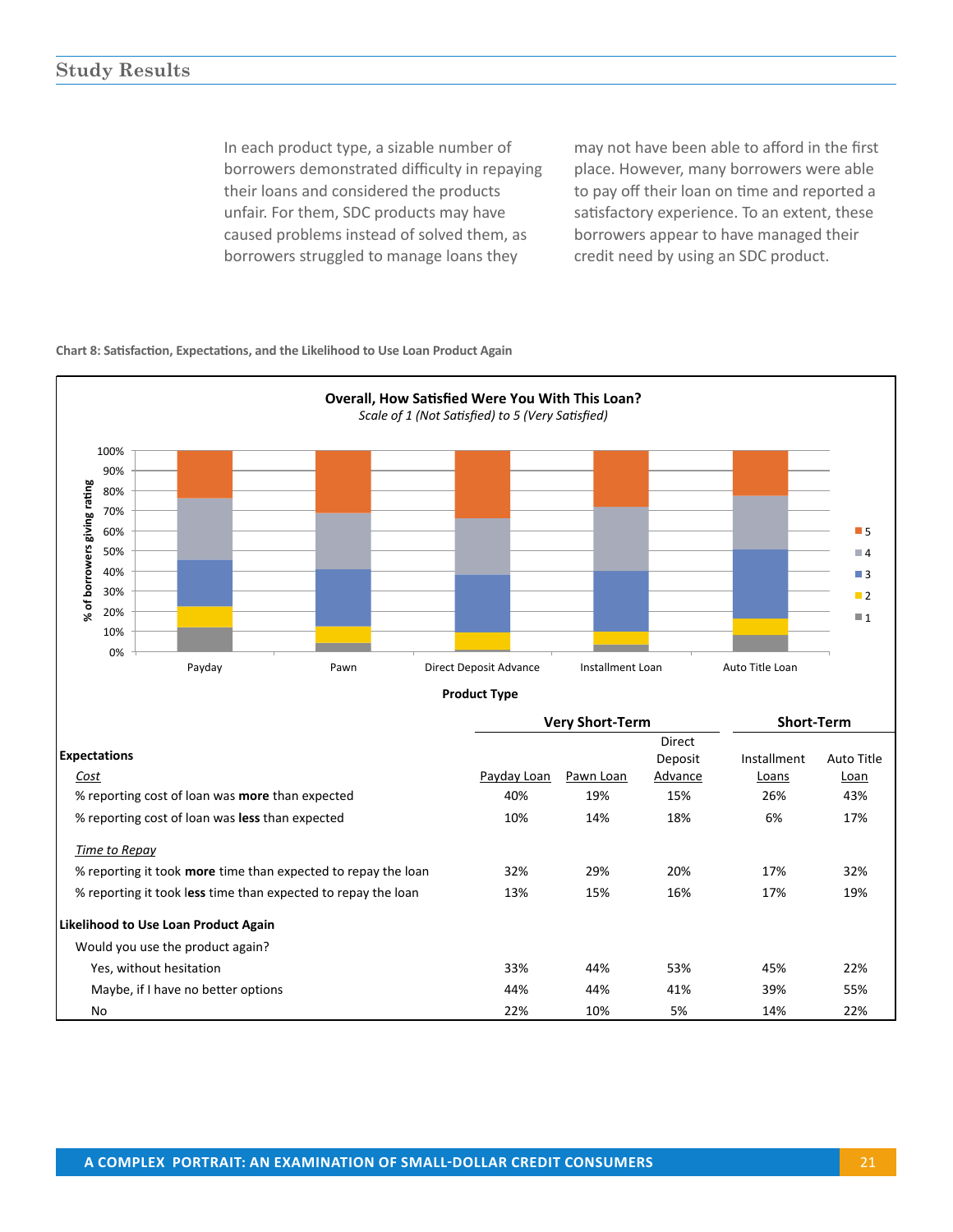## Study Results

In each product type, a sizable number of borrowers demonstrated difficulty in repaying their loans and considered the products unfair. For them, SDC products may have caused problems instead of solved them, as borrowers struggled to manage loans they may not have been able to afford in the first place. However, many borrowers were able to pay off their loan on time and reported a satisfactory experience. To an extent, these borrowers appear to have managed their credit need by using an SDC product.

**Chart 8: Satisfaction, Expectations, and the Likelihood to Use Loan Product Again**

**Overall, How Satisfied Were You With This Loan?**
*Scale of 1 (Not Satisfied) to 5 (Very Satisfied)*

% of borrowers giving rating
100%
90%
80%
70%
60%
50%
40%
30%
20%
10%
0%

Payday
Pawn
Direct Deposit Advance
Installment Loan
Auto Title Loan

**Product Type**

5
4
3
2
1

| | Very Short-Term | | | Short-Term | |
|---|---|---|---|---|---|
| **Expectations** | | | | | |
| *Cost* | Payday Loan | Pawn Loan | Direct Deposit Advance | Installment Loans | Auto Title Loan |
| % reporting cost of loan was **more** than expected | 40% | 19% | 15% | 26% | 43% |
| % reporting cost of loan was **less** than expected | 10% | 14% | 18% | 6% | 17% |
| *Time to Repay* | | | | | |
| % reporting it took **more** time than expected to repay the loan | 32% | 29% | 20% | 17% | 32% |
| % reporting it took l**ess** time than expected to repay the loan | 13% | 15% | 16% | 17% | 19% |
| **Likelihood to Use Loan Product Again** | | | | | |
| Would you use the product again? | | | | | |
| Yes, without hesitation | 33% | 44% | 53% | 45% | 22% |
| Maybe, if I have no better options | 44% | 44% | 41% | 39% | 55% |
| No | 22% | 10% | 5% | 14% | 22% |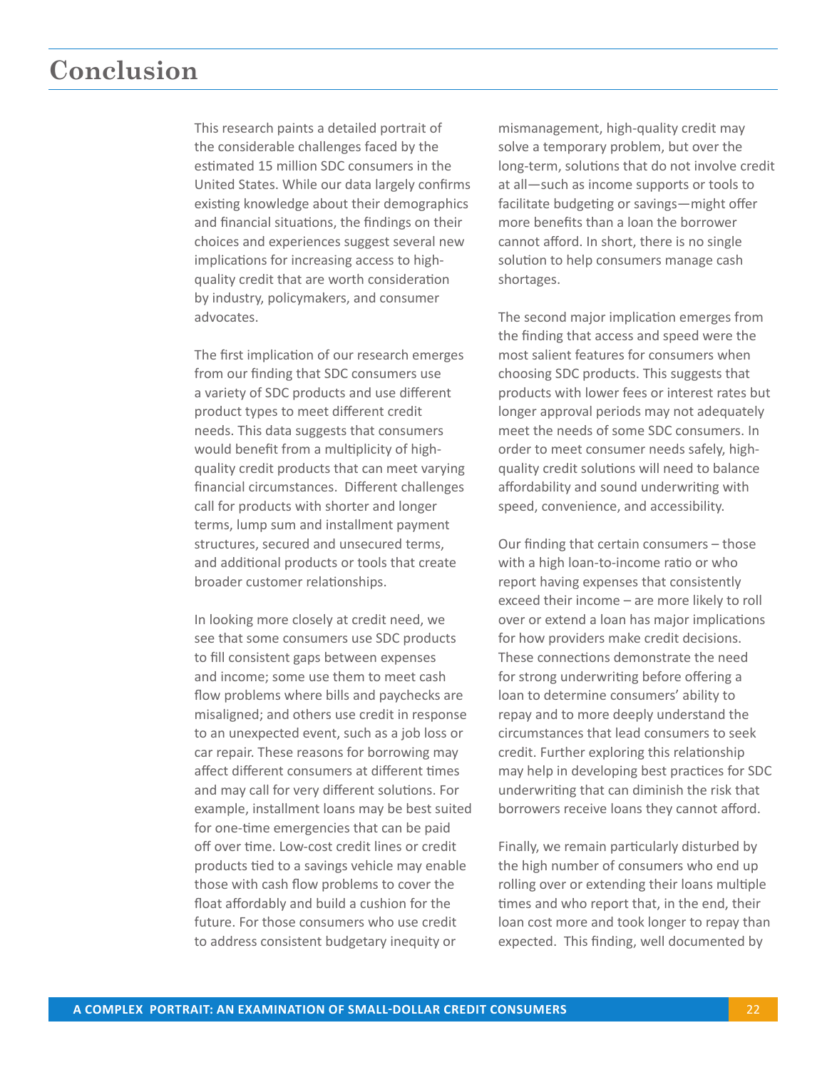# Conclusion

This research paints a detailed portrait of the considerable challenges faced by the estimated 15 million SDC consumers in the United States. While our data largely confirms existing knowledge about their demographics and financial situations, the findings on their choices and experiences suggest several new implications for increasing access to high-quality credit that are worth consideration by industry, policymakers, and consumer advocates.

The first implication of our research emerges from our finding that SDC consumers use a variety of SDC products and use different product types to meet different credit needs. This data suggests that consumers would benefit from a multiplicity of high-quality credit products that can meet varying financial circumstances. Different challenges call for products with shorter and longer terms, lump sum and installment payment structures, secured and unsecured terms, and additional products or tools that create broader customer relationships.

In looking more closely at credit need, we see that some consumers use SDC products to fill consistent gaps between expenses and income; some use them to meet cash flow problems where bills and paychecks are misaligned; and others use credit in response to an unexpected event, such as a job loss or car repair. These reasons for borrowing may affect different consumers at different times and may call for very different solutions. For example, installment loans may be best suited for one-time emergencies that can be paid off over time. Low-cost credit lines or credit products tied to a savings vehicle may enable those with cash flow problems to cover the float affordably and build a cushion for the future. For those consumers who use credit to address consistent budgetary inequity or mismanagement, high-quality credit may solve a temporary problem, but over the long-term, solutions that do not involve credit at all—such as income supports or tools to facilitate budgeting or savings—might offer more benefits than a loan the borrower cannot afford. In short, there is no single solution to help consumers manage cash shortages.

The second major implication emerges from the finding that access and speed were the most salient features for consumers when choosing SDC products. This suggests that products with lower fees or interest rates but longer approval periods may not adequately meet the needs of some SDC consumers. In order to meet consumer needs safely, high-quality credit solutions will need to balance affordability and sound underwriting with speed, convenience, and accessibility.

Our finding that certain consumers – those with a high loan-to-income ratio or who report having expenses that consistently exceed their income – are more likely to roll over or extend a loan has major implications for how providers make credit decisions. These connections demonstrate the need for strong underwriting before offering a loan to determine consumers' ability to repay and to more deeply understand the circumstances that lead consumers to seek credit. Further exploring this relationship may help in developing best practices for SDC underwriting that can diminish the risk that borrowers receive loans they cannot afford.

Finally, we remain particularly disturbed by the high number of consumers who end up rolling over or extending their loans multiple times and who report that, in the end, their loan cost more and took longer to repay than expected. This finding, well documented by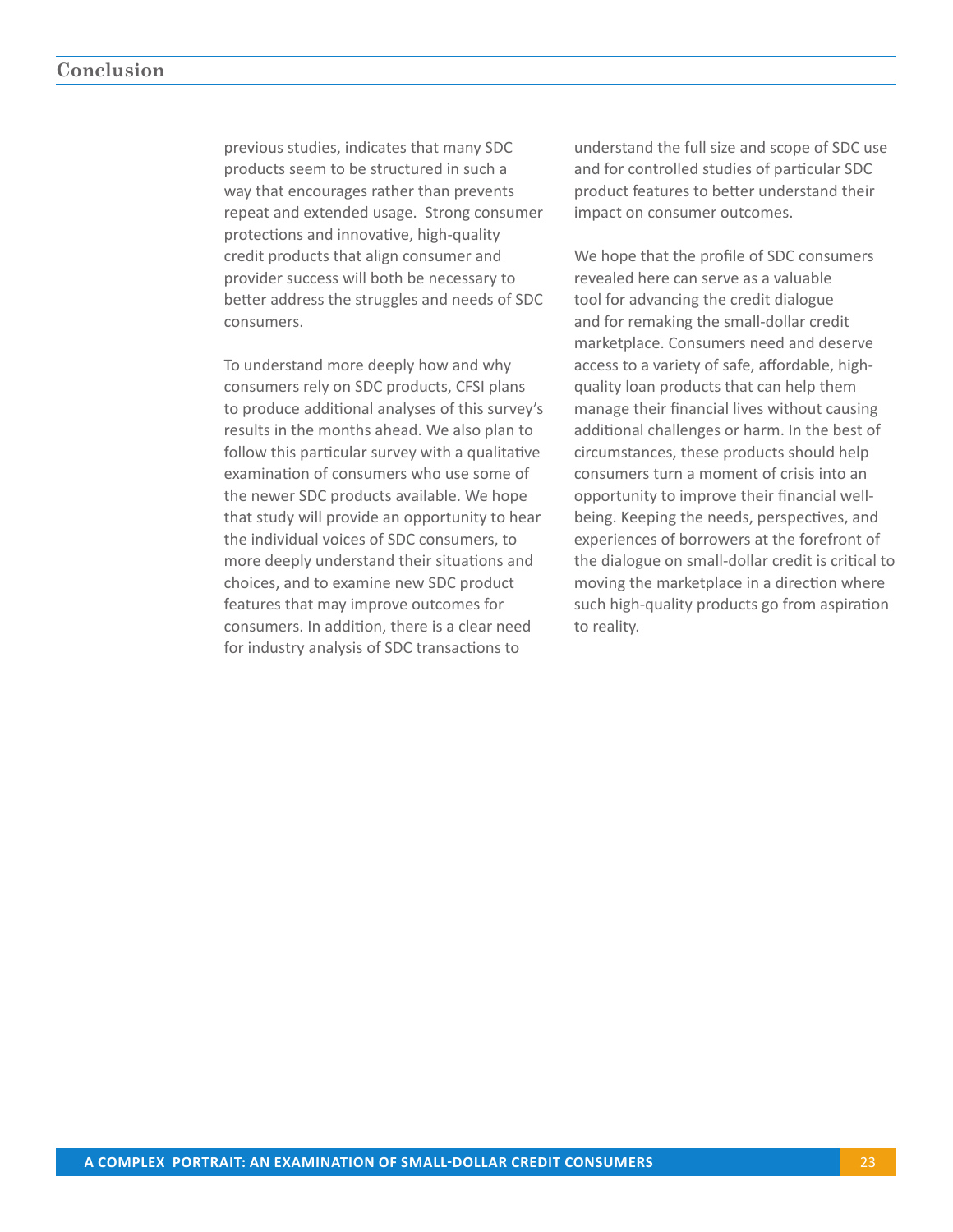previous studies, indicates that many SDC products seem to be structured in such a way that encourages rather than prevents repeat and extended usage. Strong consumer protections and innovative, high-quality credit products that align consumer and provider success will both be necessary to better address the struggles and needs of SDC consumers.

To understand more deeply how and why consumers rely on SDC products, CFSI plans to produce additional analyses of this survey's results in the months ahead. We also plan to follow this particular survey with a qualitative examination of consumers who use some of the newer SDC products available. We hope that study will provide an opportunity to hear the individual voices of SDC consumers, to more deeply understand their situations and choices, and to examine new SDC product features that may improve outcomes for consumers. In addition, there is a clear need for industry analysis of SDC transactions to understand the full size and scope of SDC use and for controlled studies of particular SDC product features to better understand their impact on consumer outcomes.

We hope that the profile of SDC consumers revealed here can serve as a valuable tool for advancing the credit dialogue and for remaking the small-dollar credit marketplace. Consumers need and deserve access to a variety of safe, affordable, high-quality loan products that can help them manage their financial lives without causing additional challenges or harm. In the best of circumstances, these products should help consumers turn a moment of crisis into an opportunity to improve their financial well-being. Keeping the needs, perspectives, and experiences of borrowers at the forefront of the dialogue on small-dollar credit is critical to moving the marketplace in a direction where such high-quality products go from aspiration to reality.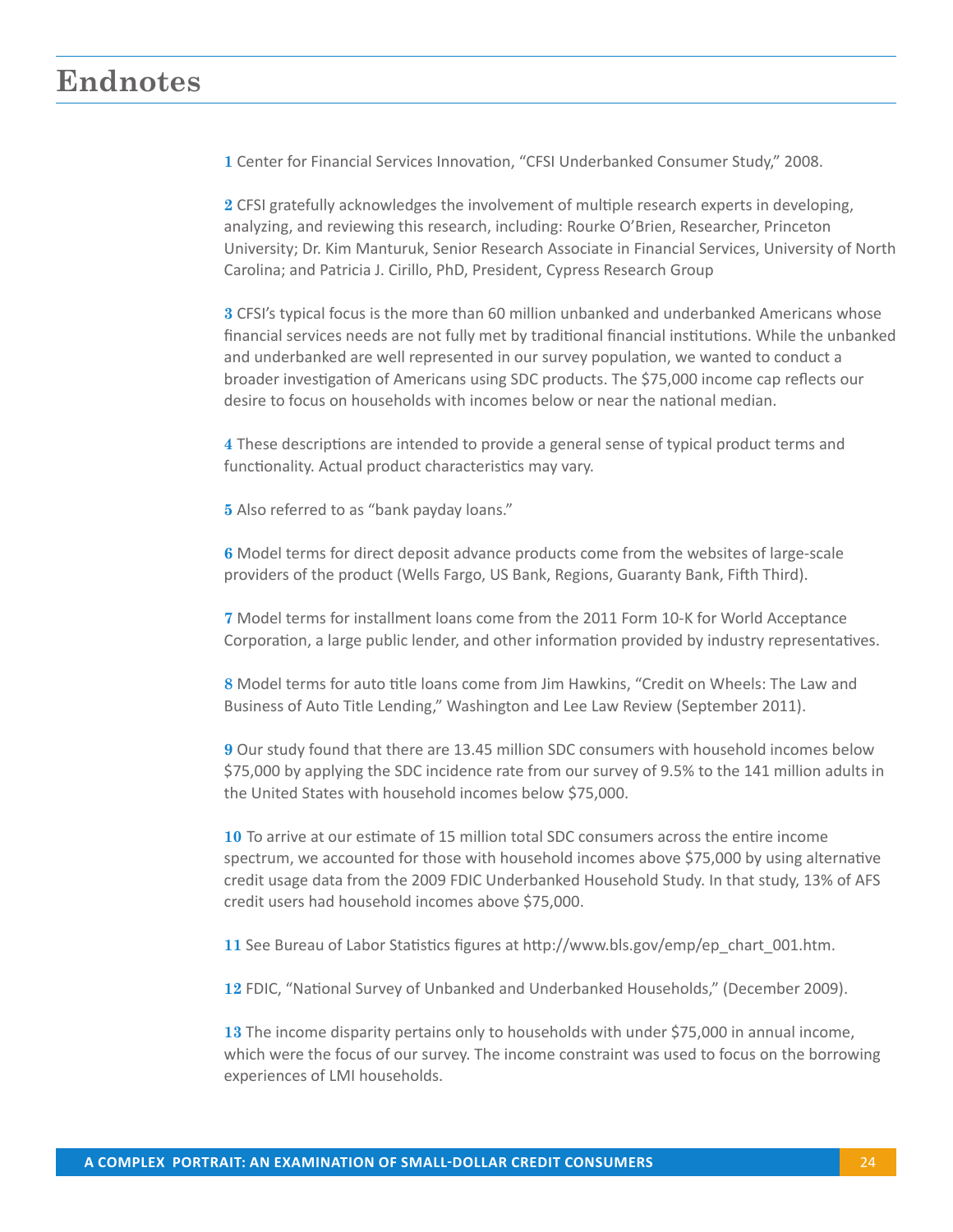# Endnotes

1 Center for Financial Services Innovation, "CFSI Underbanked Consumer Study," 2008.

2 CFSI gratefully acknowledges the involvement of multiple research experts in developing, analyzing, and reviewing this research, including: Rourke O'Brien, Researcher, Princeton University; Dr. Kim Manturuk, Senior Research Associate in Financial Services, University of North Carolina; and Patricia J. Cirillo, PhD, President, Cypress Research Group

3 CFSI's typical focus is the more than 60 million unbanked and underbanked Americans whose financial services needs are not fully met by traditional financial institutions. While the unbanked and underbanked are well represented in our survey population, we wanted to conduct a broader investigation of Americans using SDC products. The $75,000 income cap reflects our desire to focus on households with incomes below or near the national median.

4 These descriptions are intended to provide a general sense of typical product terms and functionality. Actual product characteristics may vary.

5 Also referred to as "bank payday loans."

6 Model terms for direct deposit advance products come from the websites of large-scale providers of the product (Wells Fargo, US Bank, Regions, Guaranty Bank, Fifth Third).

7 Model terms for installment loans come from the 2011 Form 10-K for World Acceptance Corporation, a large public lender, and other information provided by industry representatives.

8 Model terms for auto title loans come from Jim Hawkins, "Credit on Wheels: The Law and Business of Auto Title Lending," Washington and Lee Law Review (September 2011).

9 Our study found that there are 13.45 million SDC consumers with household incomes below $75,000 by applying the SDC incidence rate from our survey of 9.5% to the 141 million adults in the United States with household incomes below $75,000.

10 To arrive at our estimate of 15 million total SDC consumers across the entire income spectrum, we accounted for those with household incomes above $75,000 by using alternative credit usage data from the 2009 FDIC Underbanked Household Study. In that study, 13% of AFS credit users had household incomes above $75,000.

11 See Bureau of Labor Statistics figures at http://www.bls.gov/emp/ep_chart_001.htm.

12 FDIC, "National Survey of Unbanked and Underbanked Households," (December 2009).

13 The income disparity pertains only to households with under $75,000 in annual income, which were the focus of our survey. The income constraint was used to focus on the borrowing experiences of LMI households.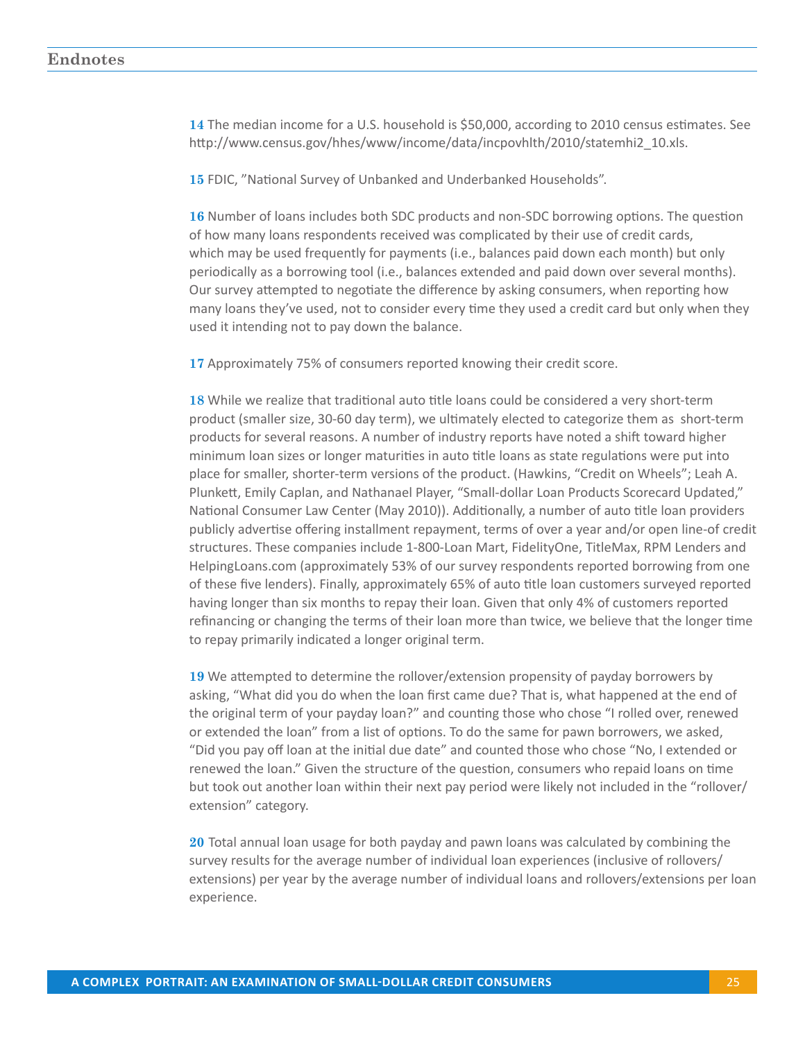## Endnotes

14 The median income for a U.S. household is $50,000, according to 2010 census estimates. See http://www.census.gov/hhes/www/income/data/incpovhlth/2010/statemhi2_10.xls.

15 FDIC, "National Survey of Unbanked and Underbanked Households".

16 Number of loans includes both SDC products and non-SDC borrowing options. The question of how many loans respondents received was complicated by their use of credit cards, which may be used frequently for payments (i.e., balances paid down each month) but only periodically as a borrowing tool (i.e., balances extended and paid down over several months). Our survey attempted to negotiate the difference by asking consumers, when reporting how many loans they've used, not to consider every time they used a credit card but only when they used it intending not to pay down the balance.

17 Approximately 75% of consumers reported knowing their credit score.

18 While we realize that traditional auto title loans could be considered a very short-term product (smaller size, 30-60 day term), we ultimately elected to categorize them as short-term products for several reasons. A number of industry reports have noted a shift toward higher minimum loan sizes or longer maturities in auto title loans as state regulations were put into place for smaller, shorter-term versions of the product. (Hawkins, "Credit on Wheels"; Leah A. Plunkett, Emily Caplan, and Nathanael Player, "Small-dollar Loan Products Scorecard Updated," National Consumer Law Center (May 2010)). Additionally, a number of auto title loan providers publicly advertise offering installment repayment, terms of over a year and/or open line-of credit structures. These companies include 1-800-Loan Mart, FidelityOne, TitleMax, RPM Lenders and HelpingLoans.com (approximately 53% of our survey respondents reported borrowing from one of these five lenders). Finally, approximately 65% of auto title loan customers surveyed reported having longer than six months to repay their loan. Given that only 4% of customers reported refinancing or changing the terms of their loan more than twice, we believe that the longer time to repay primarily indicated a longer original term.

19 We attempted to determine the rollover/extension propensity of payday borrowers by asking, "What did you do when the loan first came due? That is, what happened at the end of the original term of your payday loan?" and counting those who chose "I rolled over, renewed or extended the loan" from a list of options. To do the same for pawn borrowers, we asked, "Did you pay off loan at the initial due date" and counted those who chose "No, I extended or renewed the loan." Given the structure of the question, consumers who repaid loans on time but took out another loan within their next pay period were likely not included in the "rollover/ extension" category.

20 Total annual loan usage for both payday and pawn loans was calculated by combining the survey results for the average number of individual loan experiences (inclusive of rollovers/ extensions) per year by the average number of individual loans and rollovers/extensions per loan experience.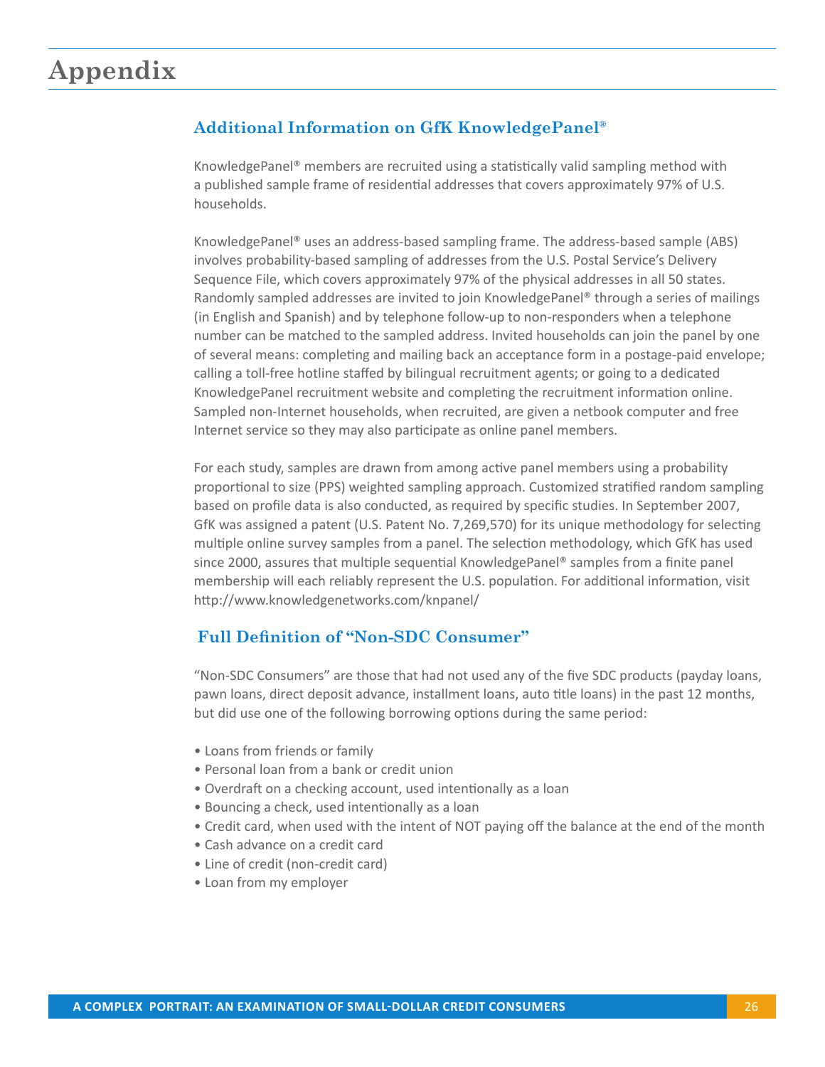# Appendix

## Additional Information on GfK KnowledgePanel®

KnowledgePanel® members are recruited using a statistically valid sampling method with a published sample frame of residential addresses that covers approximately 97% of U.S. households.

KnowledgePanel® uses an address-based sampling frame. The address-based sample (ABS) involves probability-based sampling of addresses from the U.S. Postal Service's Delivery Sequence File, which covers approximately 97% of the physical addresses in all 50 states. Randomly sampled addresses are invited to join KnowledgePanel® through a series of mailings (in English and Spanish) and by telephone follow-up to non-responders when a telephone number can be matched to the sampled address. Invited households can join the panel by one of several means: completing and mailing back an acceptance form in a postage-paid envelope; calling a toll-free hotline staffed by bilingual recruitment agents; or going to a dedicated KnowledgePanel recruitment website and completing the recruitment information online. Sampled non-Internet households, when recruited, are given a netbook computer and free Internet service so they may also participate as online panel members.

For each study, samples are drawn from among active panel members using a probability proportional to size (PPS) weighted sampling approach. Customized stratified random sampling based on profile data is also conducted, as required by specific studies. In September 2007, GfK was assigned a patent (U.S. Patent No. 7,269,570) for its unique methodology for selecting multiple online survey samples from a panel. The selection methodology, which GfK has used since 2000, assures that multiple sequential KnowledgePanel® samples from a finite panel membership will each reliably represent the U.S. population. For additional information, visit http://www.knowledgenetworks.com/knpanel/

## Full Definition of "Non-SDC Consumer"

"Non-SDC Consumers" are those that had not used any of the five SDC products (payday loans, pawn loans, direct deposit advance, installment loans, auto title loans) in the past 12 months, but did use one of the following borrowing options during the same period:

- Loans from friends or family
- Personal loan from a bank or credit union
- Overdraft on a checking account, used intentionally as a loan
- Bouncing a check, used intentionally as a loan
- Credit card, when used with the intent of NOT paying off the balance at the end of the month
- Cash advance on a credit card
- Line of credit (non-credit card)
- Loan from my employer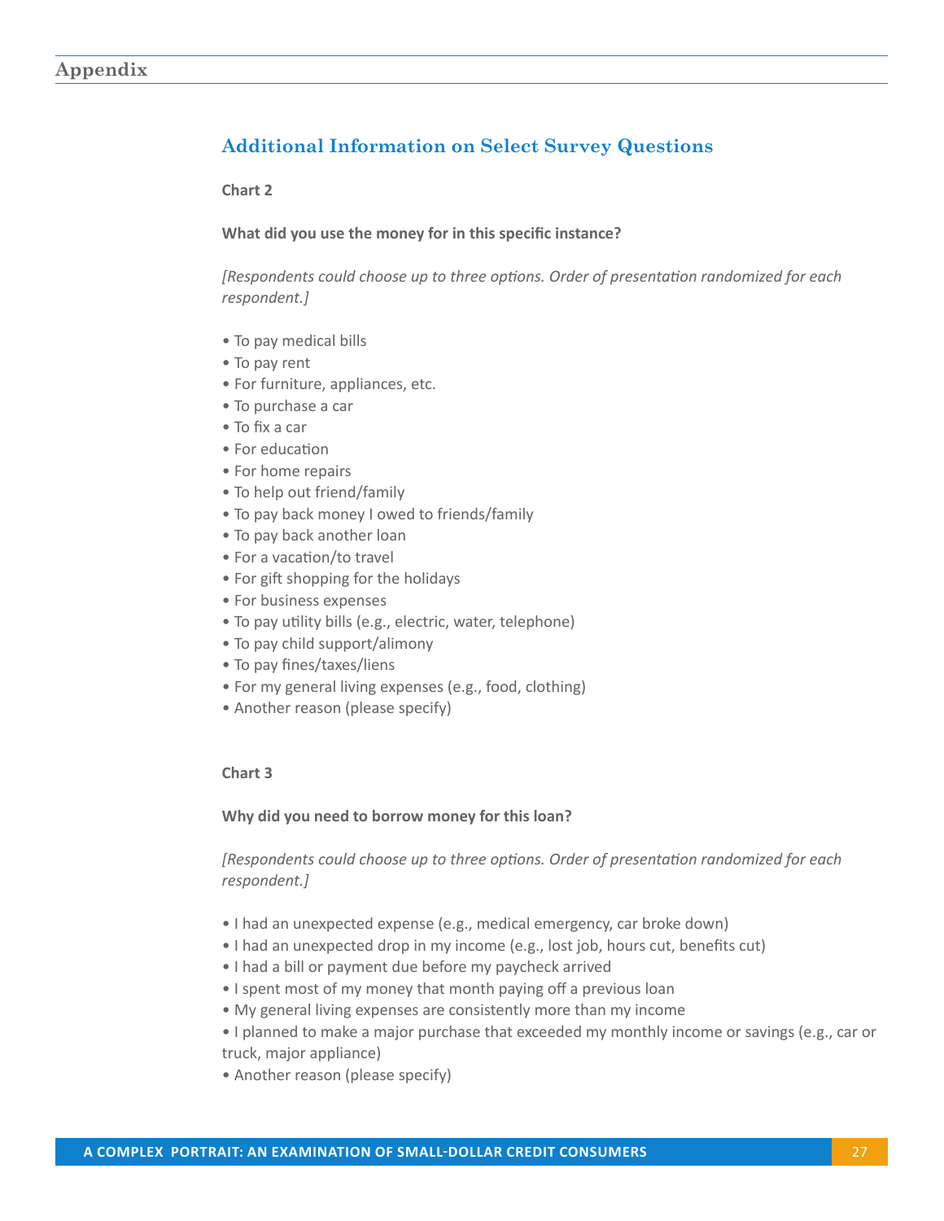## Appendix

### Additional Information on Select Survey Questions

**Chart 2**

**What did you use the money for in this specific instance?**

*[Respondents could choose up to three options. Order of presentation randomized for each respondent.]*

- To pay medical bills
- To pay rent
- For furniture, appliances, etc.
- To purchase a car
- To fix a car
- For education
- For home repairs
- To help out friend/family
- To pay back money I owed to friends/family
- To pay back another loan
- For a vacation/to travel
- For gift shopping for the holidays
- For business expenses
- To pay utility bills (e.g., electric, water, telephone)
- To pay child support/alimony
- To pay fines/taxes/liens
- For my general living expenses (e.g., food, clothing)
- Another reason (please specify)

**Chart 3**

**Why did you need to borrow money for this loan?**

*[Respondents could choose up to three options. Order of presentation randomized for each respondent.]*

- I had an unexpected expense (e.g., medical emergency, car broke down)
- I had an unexpected drop in my income (e.g., lost job, hours cut, benefits cut)
- I had a bill or payment due before my paycheck arrived
- I spent most of my money that month paying off a previous loan
- My general living expenses are consistently more than my income
- I planned to make a major purchase that exceeded my monthly income or savings (e.g., car or truck, major appliance)
- Another reason (please specify)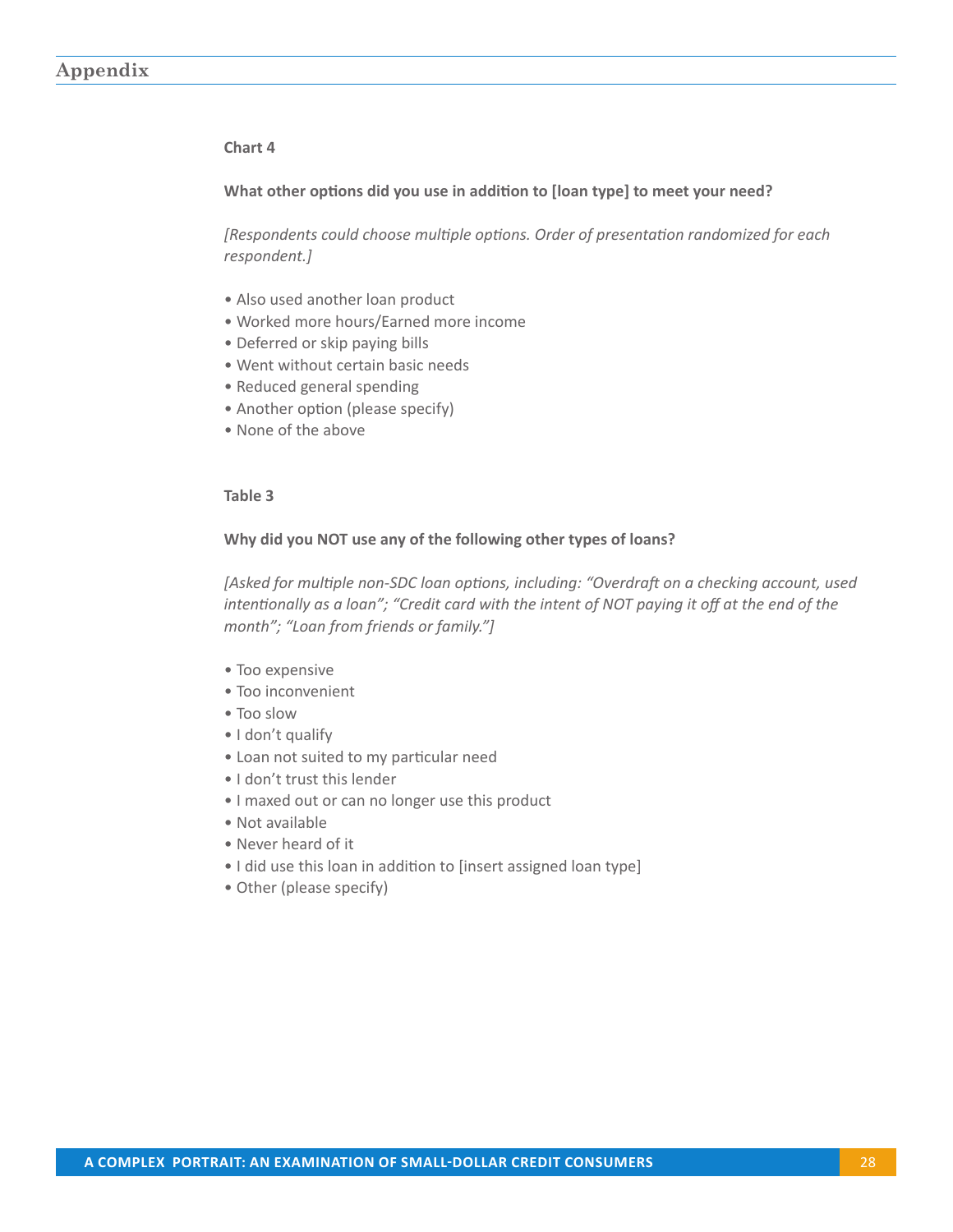## Appendix

**Chart 4**

**What other options did you use in addition to [loan type] to meet your need?**

*[Respondents could choose multiple options. Order of presentation randomized for each respondent.]*

- Also used another loan product
- Worked more hours/Earned more income
- Deferred or skip paying bills
- Went without certain basic needs
- Reduced general spending
- Another option (please specify)
- None of the above

**Table 3**

**Why did you NOT use any of the following other types of loans?**

*[Asked for multiple non-SDC loan options, including: "Overdraft on a checking account, used intentionally as a loan"; "Credit card with the intent of NOT paying it off at the end of the month"; "Loan from friends or family."]*

- Too expensive
- Too inconvenient
- Too slow
- I don't qualify
- Loan not suited to my particular need
- I don't trust this lender
- I maxed out or can no longer use this product
- Not available
- Never heard of it
- I did use this loan in addition to [insert assigned loan type]
- Other (please specify)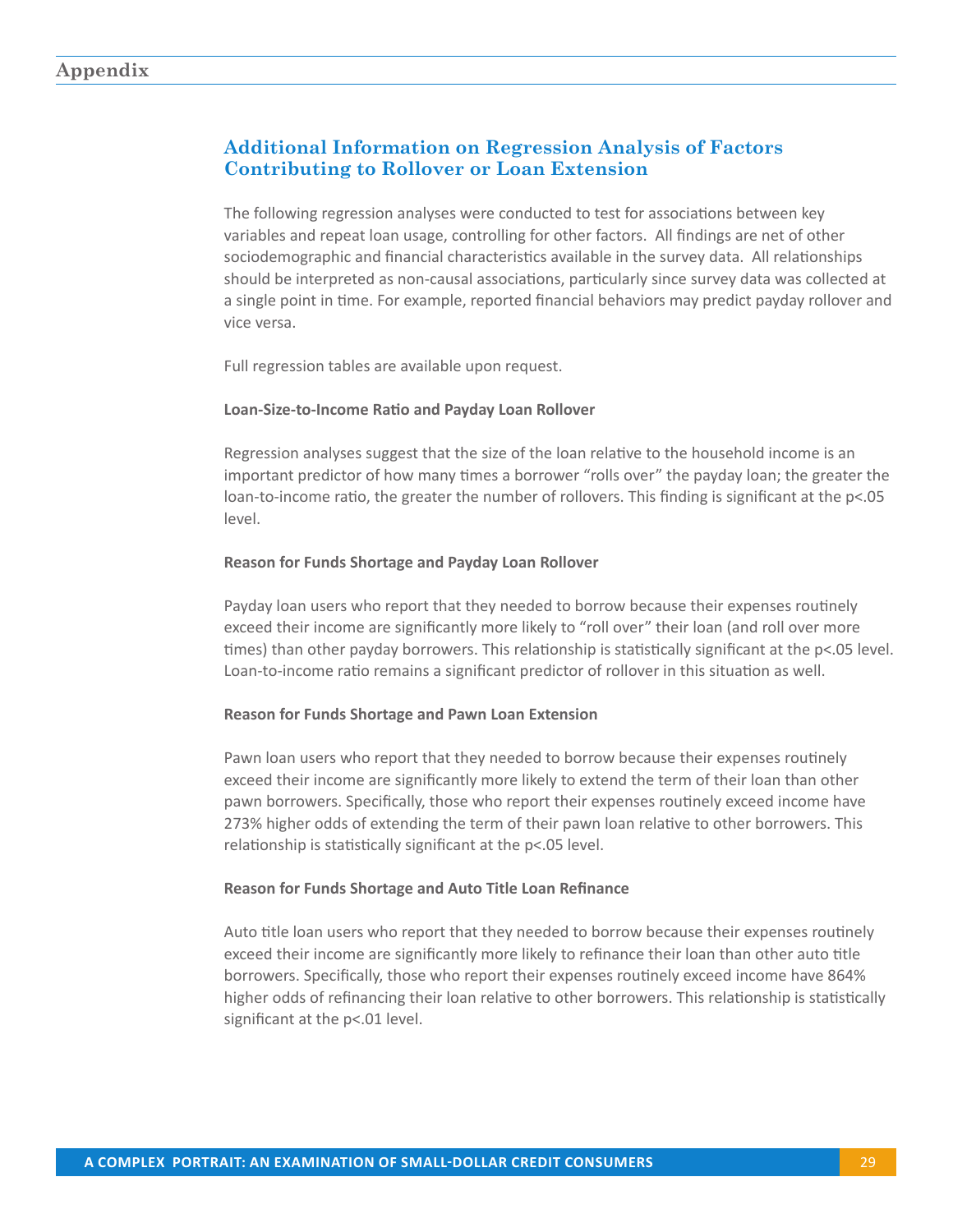# Appendix

## Additional Information on Regression Analysis of Factors Contributing to Rollover or Loan Extension

The following regression analyses were conducted to test for associations between key variables and repeat loan usage, controlling for other factors. All findings are net of other sociodemographic and financial characteristics available in the survey data. All relationships should be interpreted as non-causal associations, particularly since survey data was collected at a single point in time. For example, reported financial behaviors may predict payday rollover and vice versa.

Full regression tables are available upon request.

**Loan-Size-to-Income Ratio and Payday Loan Rollover**

Regression analyses suggest that the size of the loan relative to the household income is an important predictor of how many times a borrower "rolls over" the payday loan; the greater the loan-to-income ratio, the greater the number of rollovers. This finding is significant at the $p<.05$ level.

**Reason for Funds Shortage and Payday Loan Rollover**

Payday loan users who report that they needed to borrow because their expenses routinely exceed their income are significantly more likely to "roll over" their loan (and roll over more times) than other payday borrowers. This relationship is statistically significant at the $p<.05$ level. Loan-to-income ratio remains a significant predictor of rollover in this situation as well.

**Reason for Funds Shortage and Pawn Loan Extension**

Pawn loan users who report that they needed to borrow because their expenses routinely exceed their income are significantly more likely to extend the term of their loan than other pawn borrowers. Specifically, those who report their expenses routinely exceed income have 273% higher odds of extending the term of their pawn loan relative to other borrowers. This relationship is statistically significant at the $p<.05$ level.

**Reason for Funds Shortage and Auto Title Loan Refinance**

Auto title loan users who report that they needed to borrow because their expenses routinely exceed their income are significantly more likely to refinance their loan than other auto title borrowers. Specifically, those who report their expenses routinely exceed income have 864% higher odds of refinancing their loan relative to other borrowers. This relationship is statistically significant at the $p<.01$ level.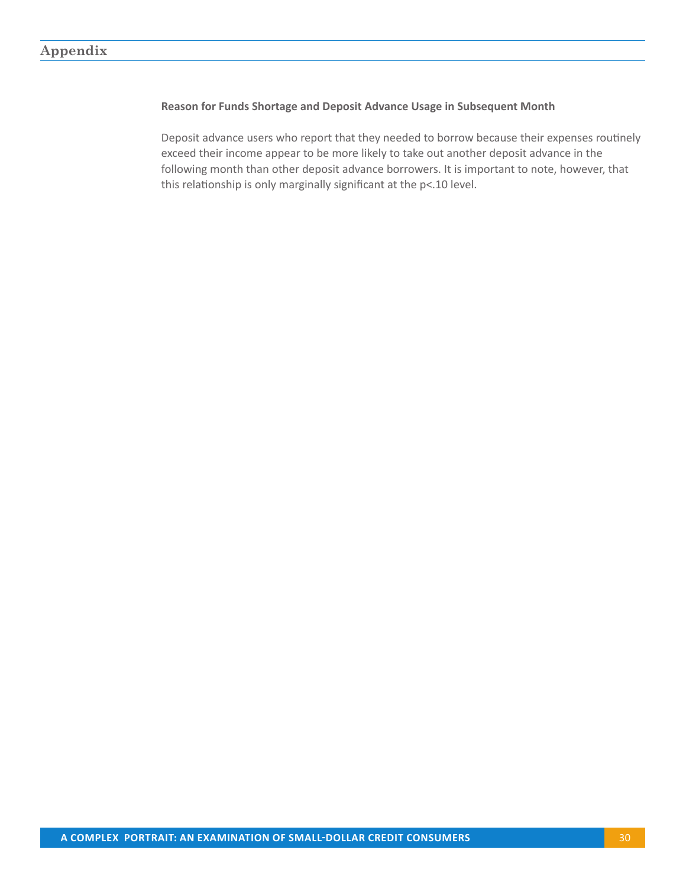## Appendix

**Reason for Funds Shortage and Deposit Advance Usage in Subsequent Month**

Deposit advance users who report that they needed to borrow because their expenses routinely exceed their income appear to be more likely to take out another deposit advance in the following month than other deposit advance borrowers. It is important to note, however, that this relationship is only marginally significant at the $p<.10$ level.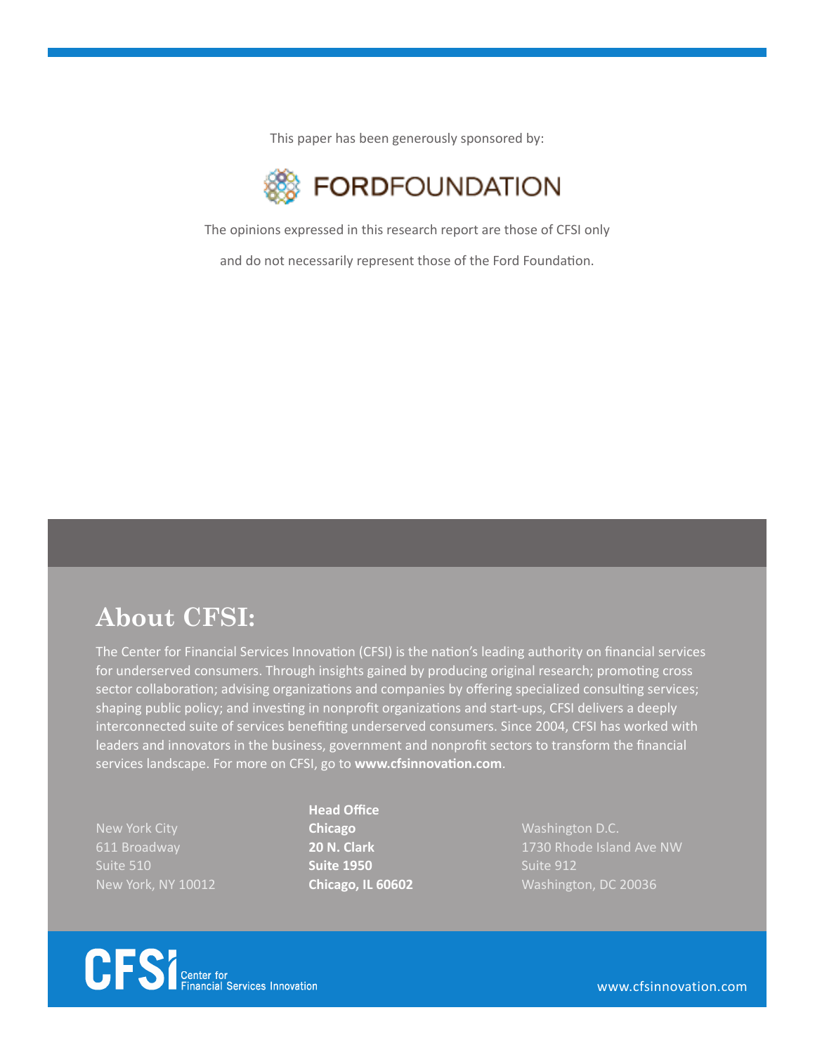This paper has been generously sponsored by:

FORDFOUNDATION

The opinions expressed in this research report are those of CFSI only

and do not necessarily represent those of the Ford Foundation.

## About CFSI:

The Center for Financial Services Innovation (CFSI) is the nation's leading authority on financial services for underserved consumers. Through insights gained by producing original research; promoting cross sector collaboration; advising organizations and companies by offering specialized consulting services; shaping public policy; and investing in nonprofit organizations and start-ups, CFSI delivers a deeply interconnected suite of services benefiting underserved consumers. Since 2004, CFSI has worked with leaders and innovators in the business, government and nonprofit sectors to transform the financial services landscape. For more on CFSI, go to **www.cfsinnovation.com**.

New York City
611 Broadway
Suite 510
New York, NY 10012

**Head Office**
**Chicago**
**20 N. Clark**
**Suite 1950**
**Chicago, IL 60602**

Washington D.C.
1730 Rhode Island Ave NW
Suite 912
Washington, DC 20036

CFSI Center for Financial Services Innovation

www.cfsinnovation.com